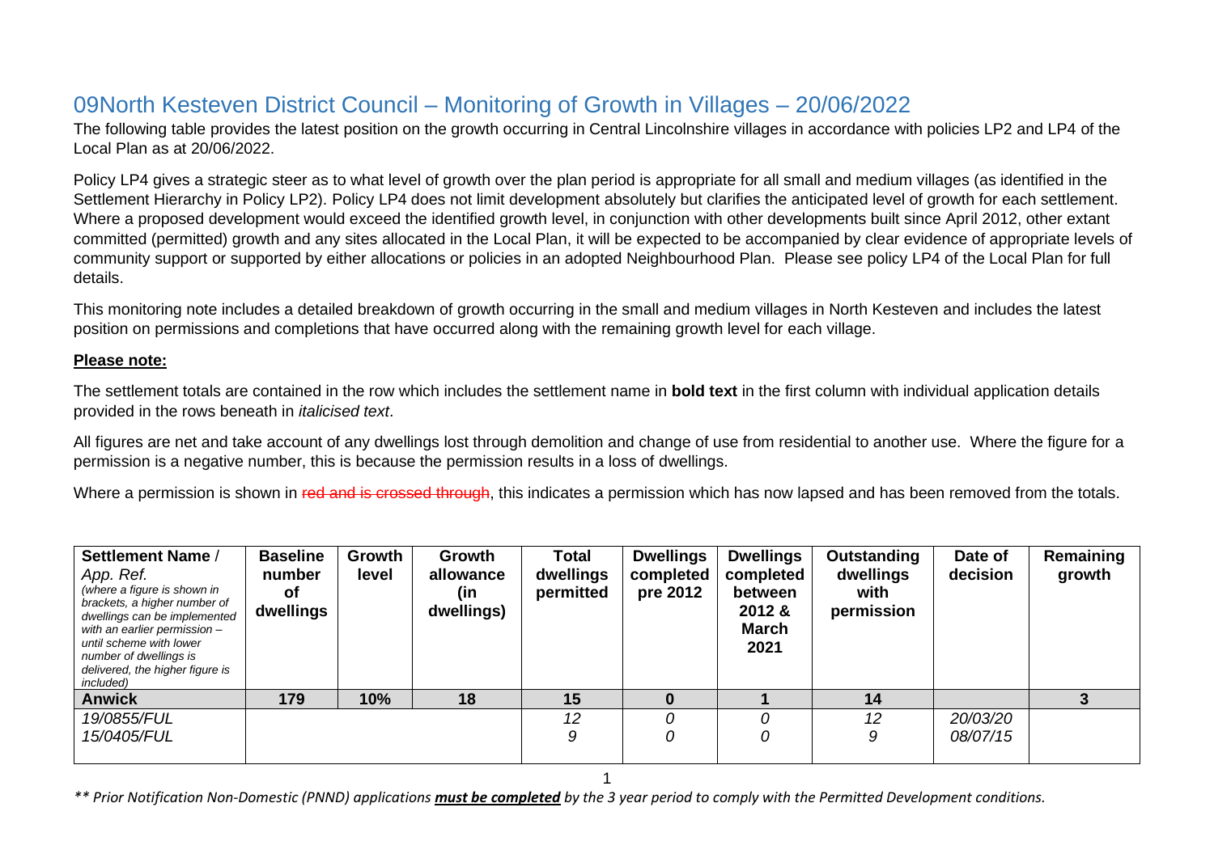# 09North Kesteven District Council – Monitoring of Growth in Villages – 20/06/2022

The following table provides the latest position on the growth occurring in Central Lincolnshire villages in accordance with policies LP2 and LP4 of the Local Plan as at 20/06/2022.

Policy LP4 gives a strategic steer as to what level of growth over the plan period is appropriate for all small and medium villages (as identified in the Settlement Hierarchy in Policy LP2). Policy LP4 does not limit development absolutely but clarifies the anticipated level of growth for each settlement. Where a proposed development would exceed the identified growth level, in conjunction with other developments built since April 2012, other extant committed (permitted) growth and any sites allocated in the Local Plan, it will be expected to be accompanied by clear evidence of appropriate levels of community support or supported by either allocations or policies in an adopted Neighbourhood Plan. Please see policy LP4 of the Local Plan for full details.

This monitoring note includes a detailed breakdown of growth occurring in the small and medium villages in North Kesteven and includes the latest position on permissions and completions that have occurred along with the remaining growth level for each village.

**Please note:**

The settlement totals are contained in the row which includes the settlement name in **bold text** in the first column with individual application details provided in the rows beneath in *italicised text*.

All figures are net and take account of any dwellings lost through demolition and change of use from residential to another use. Where the figure for a permission is a negative number, this is because the permission results in a loss of dwellings.

Where a permission is shown in ~~red and is crossed through~~, this indicates a permission which has now lapsed and has been removed from the totals.

| **Settlement Name** / *App. Ref.* *(where a figure is shown in brackets, a higher number of dwellings can be implemented with an earlier permission – until scheme with lower number of dwellings is delivered, the higher figure is included)* | **Baseline number of dwellings** | **Growth level** | **Growth allowance (in dwellings)** | **Total dwellings permitted** | **Dwellings completed pre 2012** | **Dwellings completed between 2012 & March 2021** | **Outstanding dwellings with permission** | **Date of decision** | **Remaining growth** |
|---|---|---|---|---|---|---|---|---|---|
| **Anwick** | **179** | **10%** | **18** | **15** | **0** | **1** | **14** | | **3** |
| *19/0855/FUL* | | | | *12* | *0* | *0* | *12* | *20/03/20* | |
| *15/0405/FUL* | | | | *9* | *0* | *0* | *9* | *08/07/15* | |

*\*\* Prior Notification Non-Domestic (PNND) applications **must be completed** by the 3 year period to comply with the Permitted Development conditions.*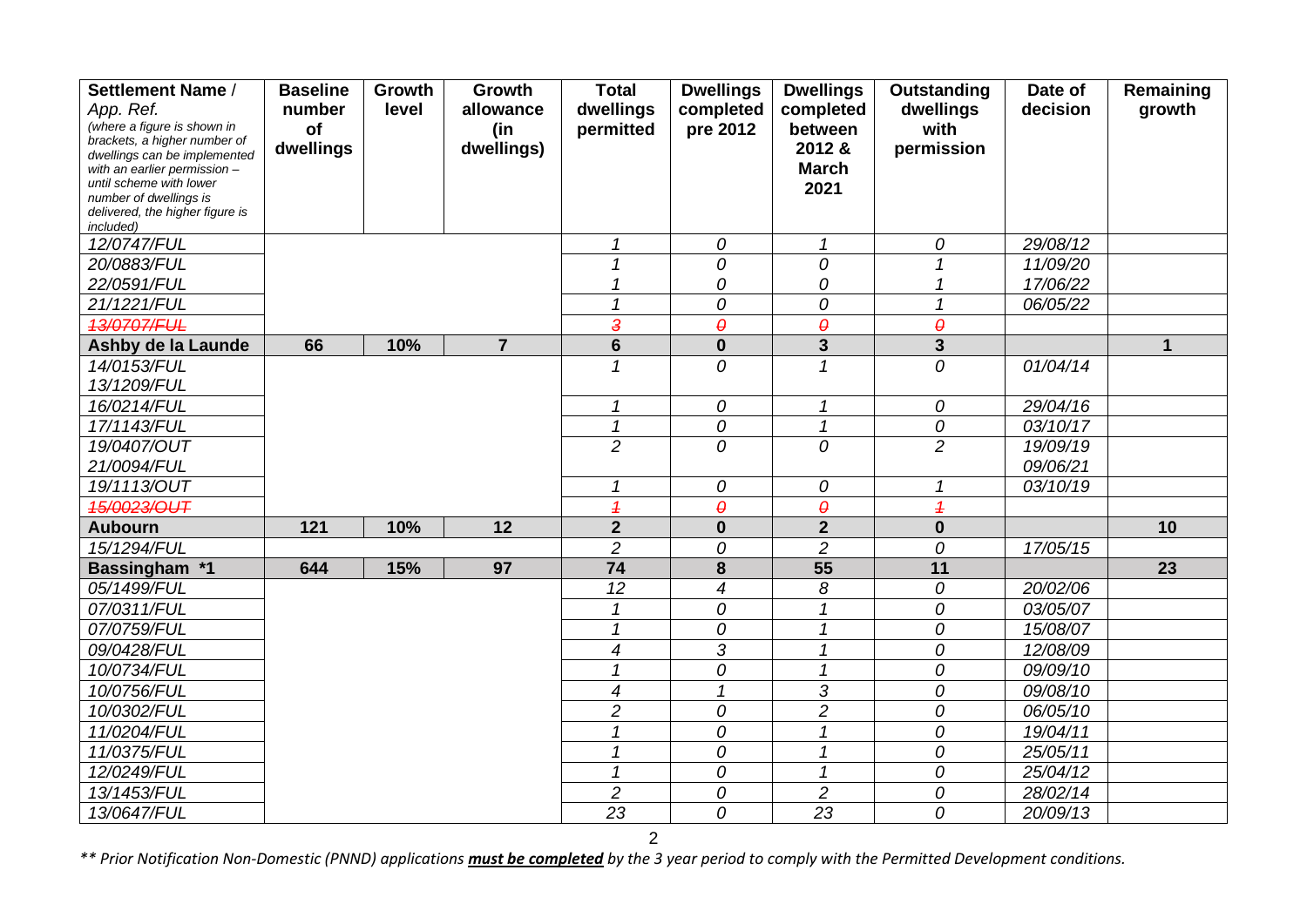| Settlement Name / App. Ref. *(where a figure is shown in brackets, a higher number of dwellings can be implemented with an earlier permission – until scheme with lower number of dwellings is delivered, the higher figure is included)* | Baseline number of dwellings | Growth level | Growth allowance (in dwellings) | Total dwellings permitted | Dwellings completed pre 2012 | Dwellings completed between 2012 & March 2021 | Outstanding dwellings with permission | Date of decision | Remaining growth |
|---|---|---|---|---|---|---|---|---|---|
| *12/0747/FUL* | | | | *1* | *0* | *1* | *0* | *29/08/12* | |
| *20/0883/FUL* | | | | *1* | *0* | *0* | *1* | *11/09/20* | |
| *22/0591/FUL* | | | | *1* | *0* | *0* | *1* | *17/06/22* | |
| *21/1221/FUL* | | | | *1* | *0* | *0* | *1* | *06/05/22* | |
| ~~*13/0707/FUL*~~ | | | | ~~*3*~~ | ~~*0*~~ | ~~*0*~~ | ~~*0*~~ | | |
| **Ashby de la Launde** | **66** | **10%** | **7** | **6** | **0** | **3** | **3** | | **1** |
| *14/0153/FUL* *13/1209/FUL* | | | | *1* | *0* | *1* | *0* | *01/04/14* | |
| *16/0214/FUL* | | | | *1* | *0* | *1* | *0* | *29/04/16* | |
| *17/1143/FUL* | | | | *1* | *0* | *1* | *0* | *03/10/17* | |
| *19/0407/OUT* *21/0094/FUL* | | | | *2* | *0* | *0* | *2* | *19/09/19* *09/06/21* | |
| *19/1113/OUT* | | | | *1* | *0* | *0* | *1* | *03/10/19* | |
| ~~*15/0023/OUT*~~ | | | | ~~*1*~~ | ~~*0*~~ | ~~*0*~~ | ~~*1*~~ | | |
| **Aubourn** | **121** | **10%** | **12** | **2** | **0** | **2** | **0** | | **10** |
| *15/1294/FUL* | | | | *2* | *0* | *2* | *0* | *17/05/15* | |
| **Bassingham \*1** | **644** | **15%** | **97** | **74** | **8** | **55** | **11** | | **23** |
| *05/1499/FUL* | | | | *12* | *4* | *8* | *0* | *20/02/06* | |
| *07/0311/FUL* | | | | *1* | *0* | *1* | *0* | *03/05/07* | |
| *07/0759/FUL* | | | | *1* | *0* | *1* | *0* | *15/08/07* | |
| *09/0428/FUL* | | | | *4* | *3* | *1* | *0* | *12/08/09* | |
| *10/0734/FUL* | | | | *1* | *0* | *1* | *0* | *09/09/10* | |
| *10/0756/FUL* | | | | *4* | *1* | *3* | *0* | *09/08/10* | |
| *10/0302/FUL* | | | | *2* | *0* | *2* | *0* | *06/05/10* | |
| *11/0204/FUL* | | | | *1* | *0* | *1* | *0* | *19/04/11* | |
| *11/0375/FUL* | | | | *1* | *0* | *1* | *0* | *25/05/11* | |
| *12/0249/FUL* | | | | *1* | *0* | *1* | *0* | *25/04/12* | |
| *13/1453/FUL* | | | | *2* | *0* | *2* | *0* | *28/02/14* | |
| *13/0647/FUL* | | | | *23* | *0* | *23* | *0* | *20/09/13* | |

*\*\* Prior Notification Non-Domestic (PNND) applications **must be completed** by the 3 year period to comply with the Permitted Development conditions.*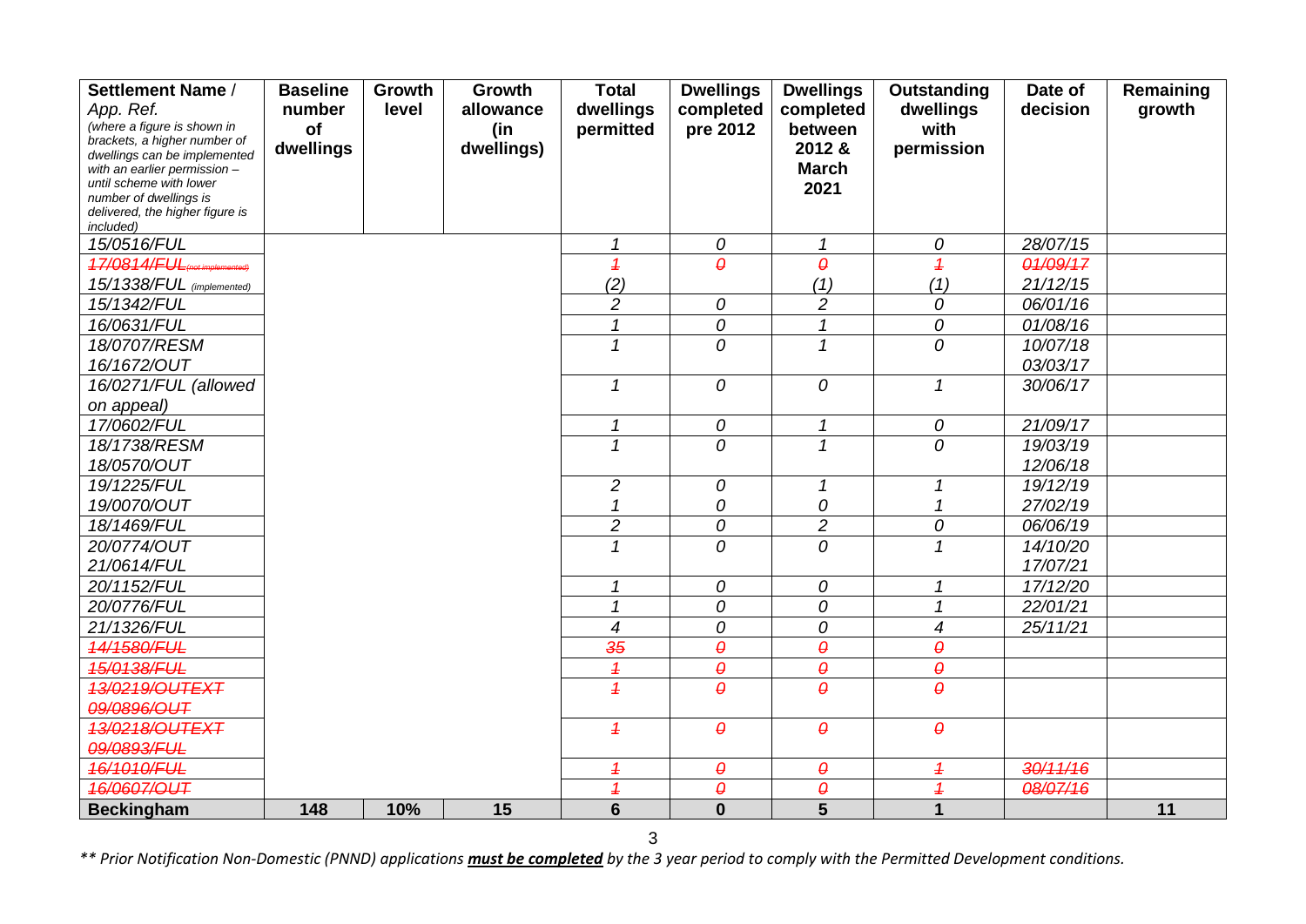| Settlement Name / App. Ref. *(where a figure is shown in brackets, a higher number of dwellings can be implemented with an earlier permission – until scheme with lower number of dwellings is delivered, the higher figure is included)* | Baseline number of dwellings | Growth level | Growth allowance (in dwellings) | Total dwellings permitted | Dwellings completed pre 2012 | Dwellings completed between 2012 & March 2021 | Outstanding dwellings with permission | Date of decision | Remaining growth |
|---|---|---|---|---|---|---|---|---|---|
| *15/0516/FUL* | | | | *1* | *0* | *1* | *0* | *28/07/15* | |
| ~~*17/0814/FUL*~~ *(not implemented)* | | | | ~~*1*~~ | ~~*0*~~ | ~~*0*~~ | ~~*1*~~ | ~~*01/09/17*~~ | |
| *15/1338/FUL (implemented)* | | | | *(2)* | | *(1)* | *(1)* | *21/12/15* | |
| *15/1342/FUL* | | | | *2* | *0* | *2* | *0* | *06/01/16* | |
| *16/0631/FUL* | | | | *1* | *0* | *1* | *0* | *01/08/16* | |
| *18/0707/RESM 16/1672/OUT* | | | | *1* | *0* | *1* | *0* | *10/07/18 03/03/17* | |
| *16/0271/FUL (allowed on appeal)* | | | | *1* | *0* | *0* | *1* | *30/06/17* | |
| *17/0602/FUL* | | | | *1* | *0* | *1* | *0* | *21/09/17* | |
| *18/1738/RESM 18/0570/OUT* | | | | *1* | *0* | *1* | *0* | *19/03/19 12/06/18* | |
| *19/1225/FUL* | | | | *2* | *0* | *1* | *1* | *19/12/19* | |
| *19/0070/OUT* | | | | *1* | *0* | *0* | *1* | *27/02/19* | |
| *18/1469/FUL* | | | | *2* | *0* | *2* | *0* | *06/06/19* | |
| *20/0774/OUT 21/0614/FUL* | | | | *1* | *0* | *0* | *1* | *14/10/20 17/07/21* | |
| *20/1152/FUL* | | | | *1* | *0* | *0* | *1* | *17/12/20* | |
| *20/0776/FUL* | | | | *1* | *0* | *0* | *1* | *22/01/21* | |
| *21/1326/FUL* | | | | *4* | *0* | *0* | *4* | *25/11/21* | |
| ~~*14/1580/FUL*~~ | | | | ~~*35*~~ | ~~*0*~~ | ~~*0*~~ | ~~*0*~~ | | |
| ~~*15/0138/FUL*~~ | | | | ~~*1*~~ | ~~*0*~~ | ~~*0*~~ | ~~*0*~~ | | |
| ~~*13/0219/OUTEXT 09/0896/OUT*~~ | | | | ~~*1*~~ | ~~*0*~~ | ~~*0*~~ | ~~*0*~~ | | |
| ~~*13/0218/OUTEXT 09/0893/FUL*~~ | | | | ~~*1*~~ | ~~*0*~~ | ~~*0*~~ | ~~*0*~~ | | |
| ~~*16/1010/FUL*~~ | | | | ~~*1*~~ | ~~*0*~~ | ~~*0*~~ | ~~*1*~~ | ~~*30/11/16*~~ | |
| ~~*16/0607/OUT*~~ | | | | ~~*1*~~ | ~~*0*~~ | ~~*0*~~ | ~~*1*~~ | ~~*08/07/16*~~ | |
| **Beckingham** | **148** | **10%** | **15** | **6** | **0** | **5** | **1** | | **11** |

*\*\* Prior Notification Non-Domestic (PNND) applications **must be completed** by the 3 year period to comply with the Permitted Development conditions.*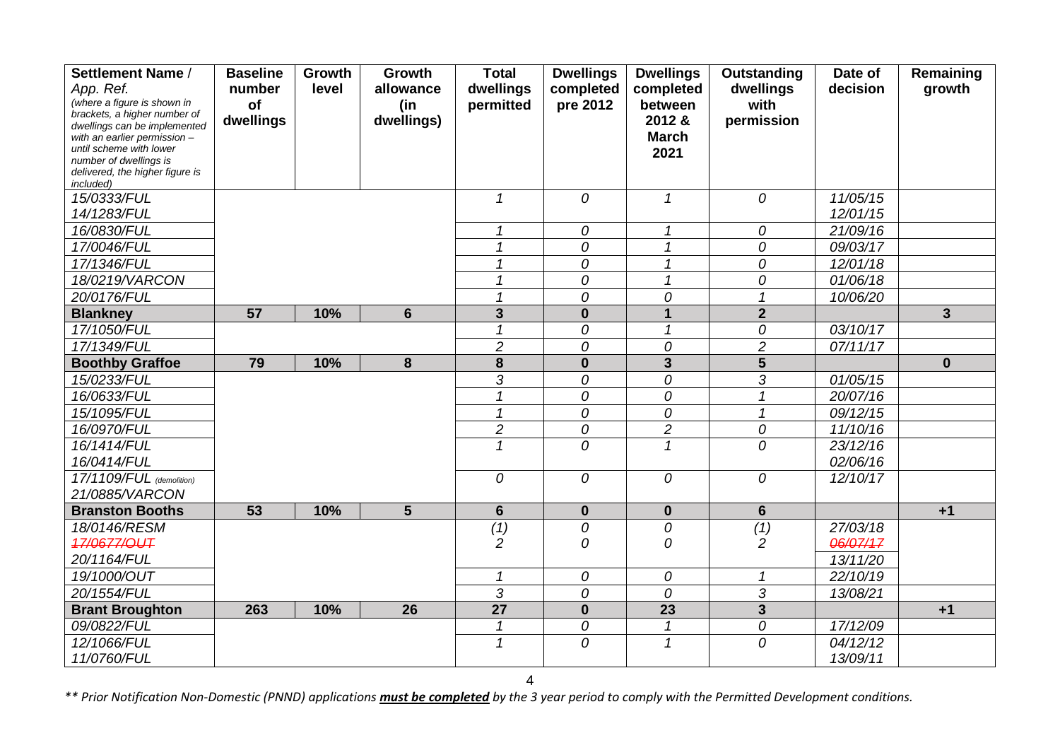| Settlement Name / App. Ref. *(where a figure is shown in brackets, a higher number of dwellings can be implemented with an earlier permission – until scheme with lower number of dwellings is delivered, the higher figure is included)* | Baseline number of dwellings | Growth level | Growth allowance (in dwellings) | Total dwellings permitted | Dwellings completed pre 2012 | Dwellings completed between 2012 & March 2021 | Outstanding dwellings with permission | Date of decision | Remaining growth |
|---|---|---|---|---|---|---|---|---|---|
| *15/0333/FUL* *14/1283/FUL* | | | | *1* | *0* | *1* | *0* | *11/05/15* *12/01/15* | |
| *16/0830/FUL* | | | | *1* | *0* | *1* | *0* | *21/09/16* | |
| *17/0046/FUL* | | | | *1* | *0* | *1* | *0* | *09/03/17* | |
| *17/1346/FUL* | | | | *1* | *0* | *1* | *0* | *12/01/18* | |
| *18/0219/VARCON* | | | | *1* | *0* | *1* | *0* | *01/06/18* | |
| *20/0176/FUL* | | | | *1* | *0* | *0* | *1* | *10/06/20* | |
| **Blankney** | **57** | **10%** | **6** | **3** | **0** | **1** | **2** | | **3** |
| *17/1050/FUL* | | | | *1* | *0* | *1* | *0* | *03/10/17* | |
| *17/1349/FUL* | | | | *2* | *0* | *0* | *2* | *07/11/17* | |
| **Boothby Graffoe** | **79** | **10%** | **8** | **8** | **0** | **3** | **5** | | **0** |
| *15/0233/FUL* | | | | *3* | *0* | *0* | *3* | *01/05/15* | |
| *16/0633/FUL* | | | | *1* | *0* | *0* | *1* | *20/07/16* | |
| *15/1095/FUL* | | | | *1* | *0* | *0* | *1* | *09/12/15* | |
| *16/0970/FUL* | | | | *2* | *0* | *2* | *0* | *11/10/16* | |
| *16/1414/FUL* *16/0414/FUL* | | | | *1* | *0* | *1* | *0* | *23/12/16* *02/06/16* | |
| *17/1109/FUL (demolition)* *21/0885/VARCON* | | | | *0* | *0* | *0* | *0* | *12/10/17* | |
| **Branston Booths** | **53** | **10%** | **5** | **6** | **0** | **0** | **6** | | **+1** |
| *18/0146/RESM* ~~*17/0677/OUT*~~ *20/1164/FUL* | | | | *(1)* *2* | *0* *0* | *0* *0* | *(1)* *2* | *27/03/18* ~~*06/07/17*~~ *13/11/20* | |
| *19/1000/OUT* | | | | *1* | *0* | *0* | *1* | *22/10/19* | |
| *20/1554/FUL* | | | | *3* | *0* | *0* | *3* | *13/08/21* | |
| **Brant Broughton** | **263** | **10%** | **26** | **27** | **0** | **23** | **3** | | **+1** |
| *09/0822/FUL* | | | | *1* | *0* | *1* | *0* | *17/12/09* | |
| *12/1066/FUL* *11/0760/FUL* | | | | *1* | *0* | *1* | *0* | *04/12/12* *13/09/11* | |

*\*\* Prior Notification Non-Domestic (PNND) applications **must be completed** by the 3 year period to comply with the Permitted Development conditions.*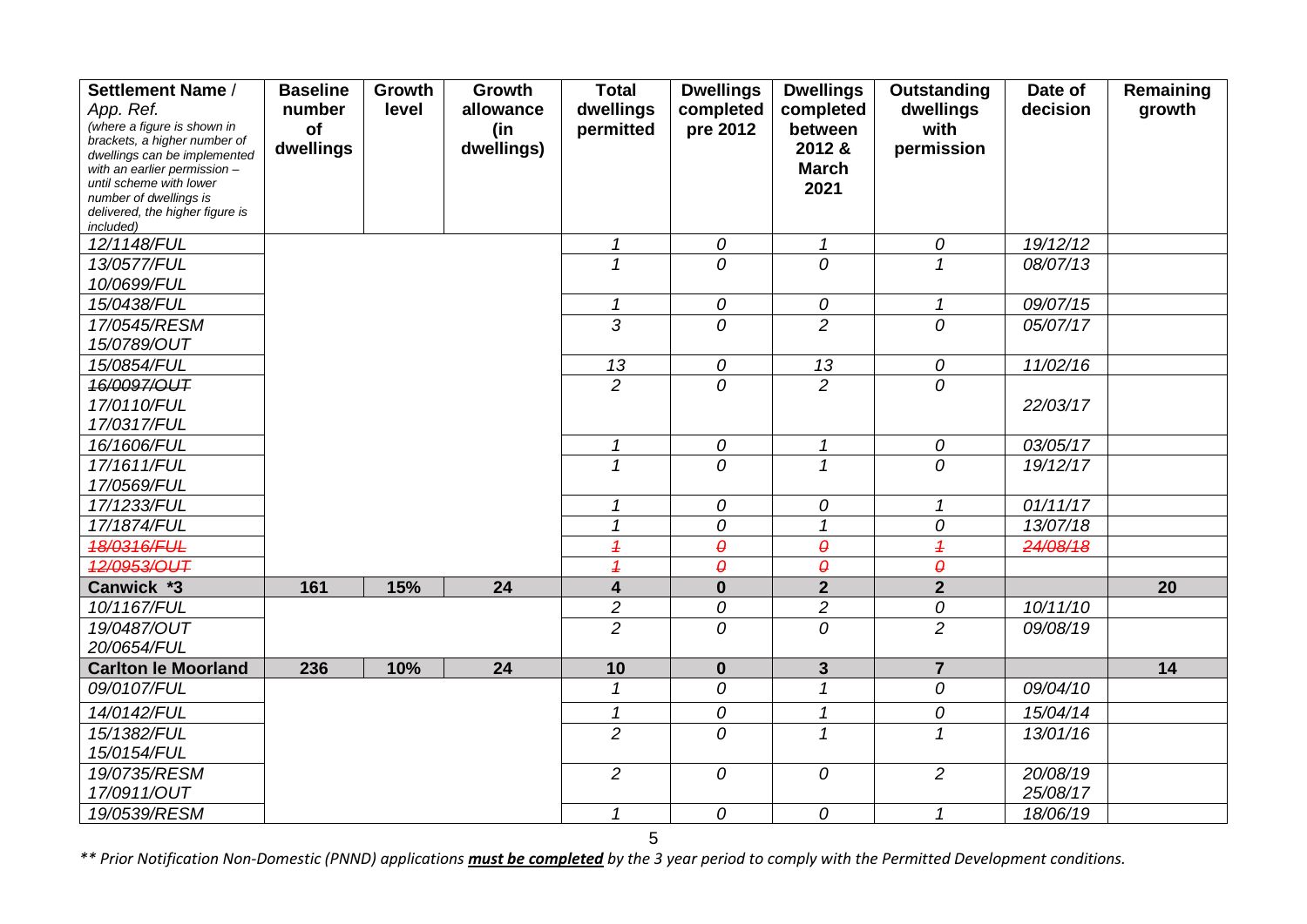| **Settlement Name /** App. Ref. *(where a figure is shown in brackets, a higher number of dwellings can be implemented with an earlier permission – until scheme with lower number of dwellings is delivered, the higher figure is included)* | **Baseline number of dwellings** | **Growth level** | **Growth allowance (in dwellings)** | **Total dwellings permitted** | **Dwellings completed pre 2012** | **Dwellings completed between 2012 & March 2021** | **Outstanding dwellings with permission** | **Date of decision** | **Remaining growth** |
|---|---|---|---|---|---|---|---|---|---|
| *12/1148/FUL* | | | | *1* | *0* | *1* | *0* | *19/12/12* | |
| *13/0577/FUL* *10/0699/FUL* | | | | *1* | *0* | *0* | *1* | *08/07/13* | |
| *15/0438/FUL* | | | | *1* | *0* | *0* | *1* | *09/07/15* | |
| *17/0545/RESM* *15/0789/OUT* | | | | *3* | *0* | *2* | *0* | *05/07/17* | |
| *15/0854/FUL* | | | | *13* | *0* | *13* | *0* | *11/02/16* | |
| ~~*16/0097/OUT*~~ *17/0110/FUL* *17/0317/FUL* | | | | *2* | *0* | *2* | *0* | *22/03/17* | |
| *16/1606/FUL* | | | | *1* | *0* | *1* | *0* | *03/05/17* | |
| *17/1611/FUL* *17/0569/FUL* | | | | *1* | *0* | *1* | *0* | *19/12/17* | |
| *17/1233/FUL* | | | | *1* | *0* | *0* | *1* | *01/11/17* | |
| *17/1874/FUL* | | | | *1* | *0* | *1* | *0* | *13/07/18* | |
| ~~*18/0316/FUL*~~ | | | | ~~*1*~~ | ~~*0*~~ | ~~*0*~~ | ~~*1*~~ | ~~*24/08/18*~~ | |
| ~~*12/0953/OUT*~~ | | | | ~~*1*~~ | ~~*0*~~ | ~~*0*~~ | ~~*0*~~ | | |
| **Canwick \*3** | **161** | **15%** | **24** | **4** | **0** | **2** | **2** | | **20** |
| *10/1167/FUL* | | | | *2* | *0* | *2* | *0* | *10/11/10* | |
| *19/0487/OUT* *20/0654/FUL* | | | | *2* | *0* | *0* | *2* | *09/08/19* | |
| **Carlton le Moorland** | **236** | **10%** | **24** | **10** | **0** | **3** | **7** | | **14** |
| *09/0107/FUL* | | | | *1* | *0* | *1* | *0* | *09/04/10* | |
| *14/0142/FUL* | | | | *1* | *0* | *1* | *0* | *15/04/14* | |
| *15/1382/FUL* *15/0154/FUL* | | | | *2* | *0* | *1* | *1* | *13/01/16* | |
| *19/0735/RESM* *17/0911/OUT* | | | | *2* | *0* | *0* | *2* | *20/08/19* *25/08/17* | |
| *19/0539/RESM* | | | | *1* | *0* | *0* | *1* | *18/06/19* | |

*\*\* Prior Notification Non-Domestic (PNND) applications **must be completed** by the 3 year period to comply with the Permitted Development conditions.*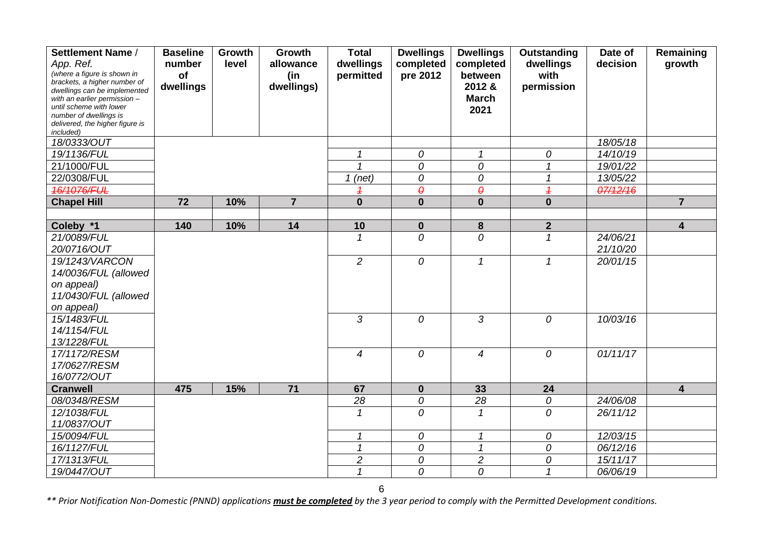| Settlement Name / App. Ref. *(where a figure is shown in brackets, a higher number of dwellings can be implemented with an earlier permission – until scheme with lower number of dwellings is delivered, the higher figure is included)* | Baseline number of dwellings | Growth level | Growth allowance (in dwellings) | Total dwellings permitted | Dwellings completed pre 2012 | Dwellings completed between 2012 & March 2021 | Outstanding dwellings with permission | Date of decision | Remaining growth |
|---|---|---|---|---|---|---|---|---|---|
| *18/0333/OUT* | | | | | | | | *18/05/18* | |
| *19/1136/FUL* | | | | *1* | *0* | *1* | *0* | *14/10/19* | |
| *21/1000/FUL* | | | | *1* | *0* | *0* | *1* | *19/01/22* | |
| *22/0308/FUL* | | | | *1 (net)* | *0* | *0* | *1* | *13/05/22* | |
| ~~*16/1076/FUL*~~ | | | | ~~*1*~~ | ~~*0*~~ | ~~*0*~~ | ~~*1*~~ | ~~*07/12/16*~~ | |
| **Chapel Hill** | **72** | **10%** | **7** | **0** | **0** | **0** | **0** | | **7** |
| | | | | | | | | | |
| **Coleby *1** | **140** | **10%** | **14** | **10** | **0** | **8** | **2** | | **4** |
| *21/0089/FUL* *20/0716/OUT* | | | | *1* | *0* | *0* | *1* | *24/06/21* *21/10/20* | |
| *19/1243/VARCON* *14/0036/FUL (allowed on appeal)* *11/0430/FUL (allowed on appeal)* | | | | *2* | *0* | *1* | *1* | *20/01/15* | |
| *15/1483/FUL* *14/1154/FUL* *13/1228/FUL* | | | | *3* | *0* | *3* | *0* | *10/03/16* | |
| *17/1172/RESM* *17/0627/RESM* *16/0772/OUT* | | | | *4* | *0* | *4* | *0* | *01/11/17* | |
| **Cranwell** | **475** | **15%** | **71** | **67** | **0** | **33** | **24** | | **4** |
| *08/0348/RESM* | | | | *28* | *0* | *28* | *0* | *24/06/08* | |
| *12/1038/FUL* *11/0837/OUT* | | | | *1* | *0* | *1* | *0* | *26/11/12* | |
| *15/0094/FUL* | | | | *1* | *0* | *1* | *0* | *12/03/15* | |
| *16/1127/FUL* | | | | *1* | *0* | *1* | *0* | *06/12/16* | |
| *17/1313/FUL* | | | | *2* | *0* | *2* | *0* | *15/11/17* | |
| *19/0447/OUT* | | | | *1* | *0* | *0* | *1* | *06/06/19* | |

*** Prior Notification Non-Domestic (PNND) applications **must be completed** by the 3 year period to comply with the Permitted Development conditions.*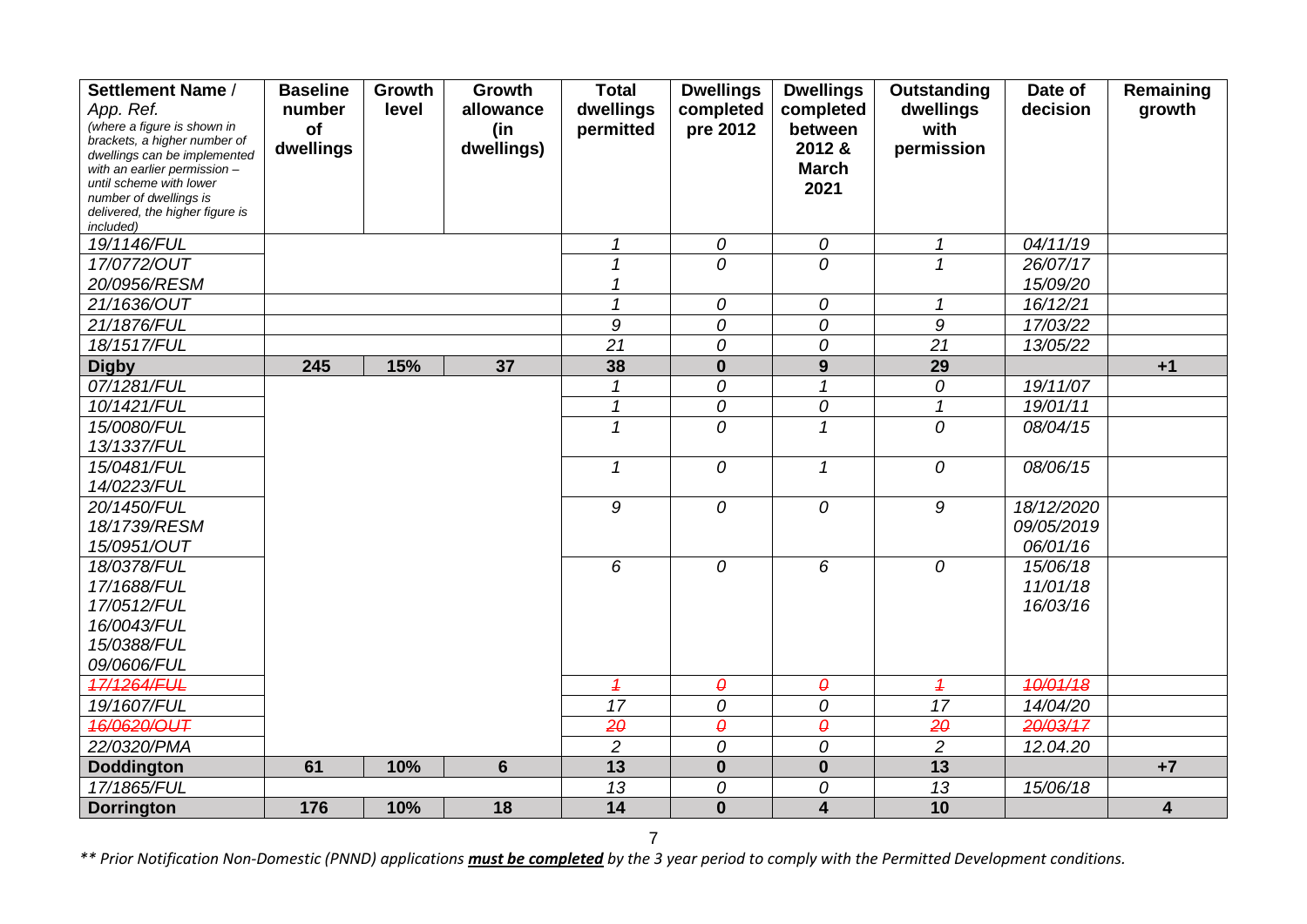| Settlement Name / App. Ref. (where a figure is shown in brackets, a higher number of dwellings can be implemented with an earlier permission – until scheme with lower number of dwellings is delivered, the higher figure is included) | Baseline number of dwellings | Growth level | Growth allowance (in dwellings) | Total dwellings permitted | Dwellings completed pre 2012 | Dwellings completed between 2012 & March 2021 | Outstanding dwellings with permission | Date of decision | Remaining growth |
|---|---|---|---|---|---|---|---|---|---|
| *19/1146/FUL* | | | | *1* | *0* | *0* | *1* | *04/11/19* | |
| *17/0772/OUT* *20/0956/RESM* | | | | *1* *1* | *0* | *0* | *1* | *26/07/17* *15/09/20* | |
| *21/1636/OUT* | | | | *1* | *0* | *0* | *1* | *16/12/21* | |
| *21/1876/FUL* | | | | *9* | *0* | *0* | *9* | *17/03/22* | |
| *18/1517/FUL* | | | | *21* | *0* | *0* | *21* | *13/05/22* | |
| **Digby** | **245** | **15%** | **37** | **38** | **0** | **9** | **29** | | **+1** |
| *07/1281/FUL* | | | | *1* | *0* | *1* | *0* | *19/11/07* | |
| *10/1421/FUL* | | | | *1* | *0* | *0* | *1* | *19/01/11* | |
| *15/0080/FUL* *13/1337/FUL* | | | | *1* | *0* | *1* | *0* | *08/04/15* | |
| *15/0481/FUL* *14/0223/FUL* | | | | *1* | *0* | *1* | *0* | *08/06/15* | |
| *20/1450/FUL* *18/1739/RESM* *15/0951/OUT* | | | | *9* | *0* | *0* | *9* | *18/12/2020* *09/05/2019* *06/01/16* | |
| *18/0378/FUL* *17/1688/FUL* *17/0512/FUL* *16/0043/FUL* *15/0388/FUL* *09/0606/FUL* | | | | *6* | *0* | *6* | *0* | *15/06/18* *11/01/18* *16/03/16* | |
| ~~*17/1264/FUL*~~ | | | | ~~*1*~~ | ~~*0*~~ | ~~*0*~~ | ~~*1*~~ | ~~*10/01/18*~~ | |
| *19/1607/FUL* | | | | *17* | *0* | *0* | *17* | *14/04/20* | |
| ~~*16/0620/OUT*~~ | | | | ~~*20*~~ | ~~*0*~~ | ~~*0*~~ | ~~*20*~~ | ~~*20/03/17*~~ | |
| *22/0320/PMA* | | | | *2* | *0* | *0* | *2* | *12.04.20* | |
| **Doddington** | **61** | **10%** | **6** | **13** | **0** | **0** | **13** | | **+7** |
| *17/1865/FUL* | | | | *13* | *0* | *0* | *13* | *15/06/18* | |
| **Dorrington** | **176** | **10%** | **18** | **14** | **0** | **4** | **10** | | **4** |

*\*\* Prior Notification Non-Domestic (PNND) applications **must be completed** by the 3 year period to comply with the Permitted Development conditions.*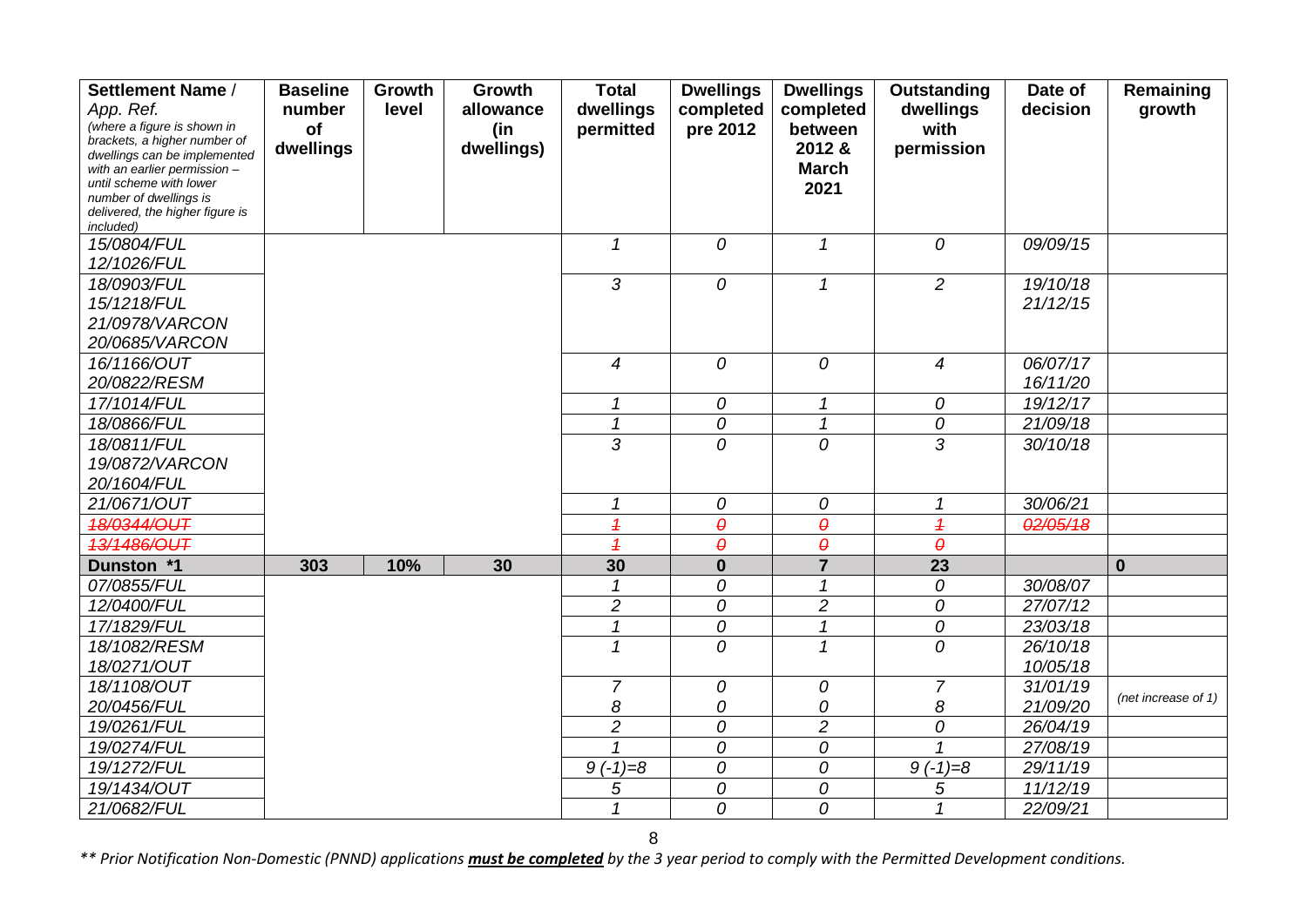| Settlement Name / App. Ref. *(where a figure is shown in brackets, a higher number of dwellings can be implemented with an earlier permission – until scheme with lower number of dwellings is delivered, the higher figure is included)* | Baseline number of dwellings | Growth level | Growth allowance (in dwellings) | Total dwellings permitted | Dwellings completed pre 2012 | Dwellings completed between 2012 & March 2021 | Outstanding dwellings with permission | Date of decision | Remaining growth |
|---|---|---|---|---|---|---|---|---|---|
| *15/0804/FUL* *12/1026/FUL* | | | | *1* | *0* | *1* | *0* | *09/09/15* | |
| *18/0903/FUL* *15/1218/FUL* *21/0978/VARCON* *20/0685/VARCON* | | | | *3* | *0* | *1* | *2* | *19/10/18* *21/12/15* | |
| *16/1166/OUT* *20/0822/RESM* | | | | *4* | *0* | *0* | *4* | *06/07/17* *16/11/20* | |
| *17/1014/FUL* | | | | *1* | *0* | *1* | *0* | *19/12/17* | |
| *18/0866/FUL* | | | | *1* | *0* | *1* | *0* | *21/09/18* | |
| *18/0811/FUL* *19/0872/VARCON* *20/1604/FUL* | | | | *3* | *0* | *0* | *3* | *30/10/18* | |
| *21/0671/OUT* | | | | *1* | *0* | *0* | *1* | *30/06/21* | |
| ~~*18/0344/OUT*~~ | | | | ~~*1*~~ | ~~*0*~~ | ~~*0*~~ | ~~*1*~~ | ~~*02/05/18*~~ | |
| ~~*13/1486/OUT*~~ | | | | ~~*1*~~ | ~~*0*~~ | ~~*0*~~ | ~~*0*~~ | | |
| **Dunston *1** | **303** | **10%** | **30** | **30** | **0** | **7** | **23** | | **0** |
| *07/0855/FUL* | | | | *1* | *0* | *1* | *0* | *30/08/07* | |
| *12/0400/FUL* | | | | *2* | *0* | *2* | *0* | *27/07/12* | |
| *17/1829/FUL* | | | | *1* | *0* | *1* | *0* | *23/03/18* | |
| *18/1082/RESM* *18/0271/OUT* | | | | *1* | *0* | *1* | *0* | *26/10/18* *10/05/18* | |
| *18/1108/OUT* *20/0456/FUL* | | | | *7* *8* | *0* *0* | *0* *0* | *7* *8* | *31/01/19* *21/09/20* | *(net increase of 1)* |
| *19/0261/FUL* | | | | *2* | *0* | *2* | *0* | *26/04/19* | |
| *19/0274/FUL* | | | | *1* | *0* | *0* | *1* | *27/08/19* | |
| *19/1272/FUL* | | | | *9 (-1)=8* | *0* | *0* | *9 (-1)=8* | *29/11/19* | |
| *19/1434/OUT* | | | | *5* | *0* | *0* | *5* | *11/12/19* | |
| *21/0682/FUL* | | | | *1* | *0* | *0* | *1* | *22/09/21* | |

*** Prior Notification Non-Domestic (PNND) applications **must be completed** by the 3 year period to comply with the Permitted Development conditions.*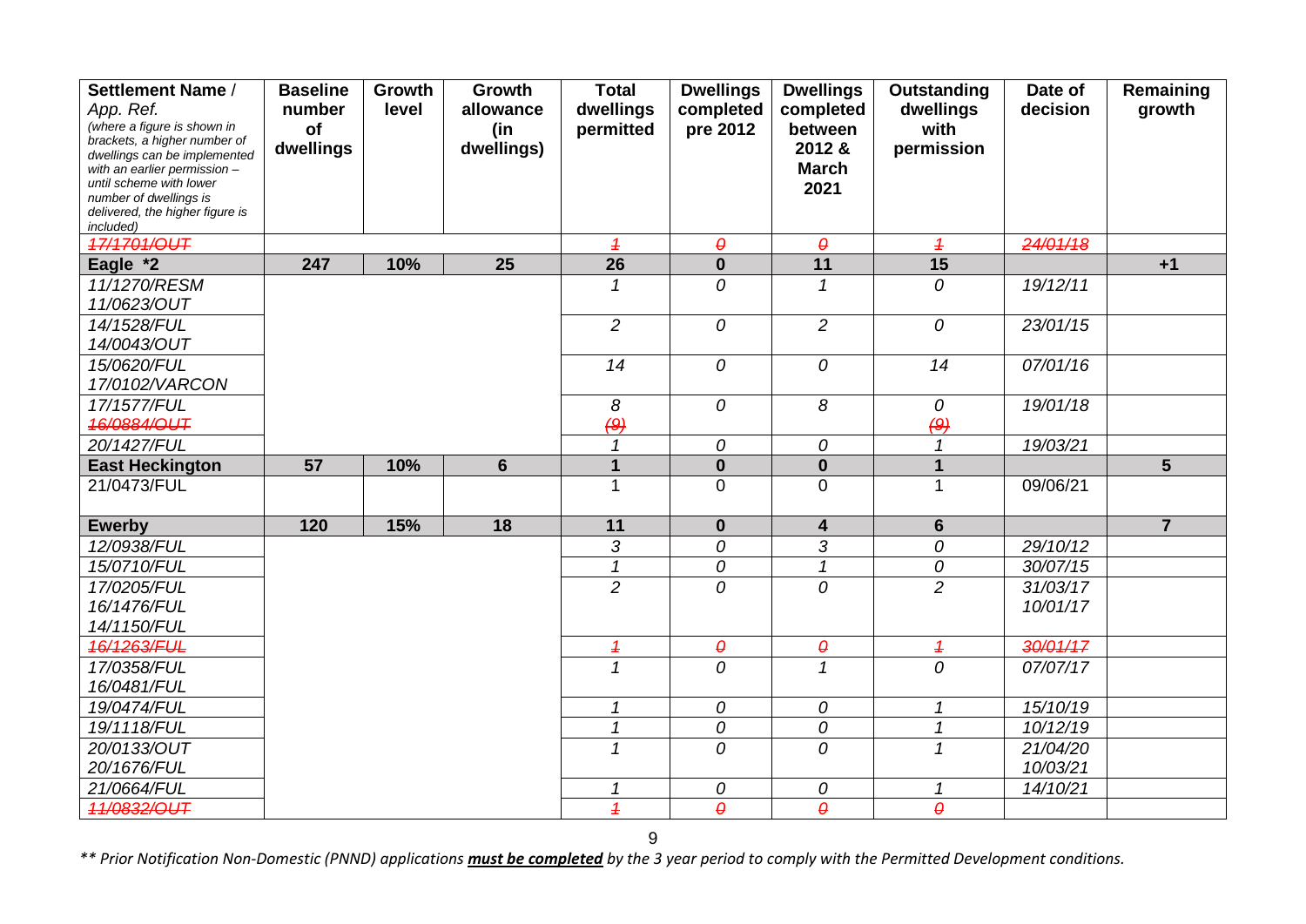| Settlement Name / App. Ref. (where a figure is shown in brackets, a higher number of dwellings can be implemented with an earlier permission – until scheme with lower number of dwellings is delivered, the higher figure is included) | Baseline number of dwellings | Growth level | Growth allowance (in dwellings) | Total dwellings permitted | Dwellings completed pre 2012 | Dwellings completed between 2012 & March 2021 | Outstanding dwellings with permission | Date of decision | Remaining growth |
|---|---|---|---|---|---|---|---|---|---|
| ~~*17/1701/OUT*~~ | | | | ~~*1*~~ | ~~*0*~~ | ~~*0*~~ | ~~*1*~~ | ~~*24/01/18*~~ | |
| **Eagle *2** | **247** | **10%** | **25** | **26** | **0** | **11** | **15** | | **+1** |
| *11/1270/RESM* *11/0623/OUT* | | | | *1* | *0* | *1* | *0* | *19/12/11* | |
| *14/1528/FUL* *14/0043/OUT* | | | | *2* | *0* | *2* | *0* | *23/01/15* | |
| *15/0620/FUL* *17/0102/VARCON* | | | | *14* | *0* | *0* | *14* | *07/01/16* | |
| *17/1577/FUL* ~~*16/0884/OUT*~~ | | | | *8* ~~*(9)*~~ | *0* | *8* | *0* ~~*(9)*~~ | *19/01/18* | |
| *20/1427/FUL* | | | | *1* | *0* | *0* | *1* | *19/03/21* | |
| **East Heckington** | **57** | **10%** | **6** | **1** | **0** | **0** | **1** | | **5** |
| 21/0473/FUL | | | | 1 | 0 | 0 | 1 | 09/06/21 | |
| **Ewerby** | **120** | **15%** | **18** | **11** | **0** | **4** | **6** | | **7** |
| *12/0938/FUL* | | | | *3* | *0* | *3* | *0* | *29/10/12* | |
| *15/0710/FUL* | | | | *1* | *0* | *1* | *0* | *30/07/15* | |
| *17/0205/FUL* *16/1476/FUL* *14/1150/FUL* | | | | *2* | *0* | *0* | *2* | *31/03/17* *10/01/17* | |
| ~~*16/1263/FUL*~~ | | | | ~~*1*~~ | ~~*0*~~ | ~~*0*~~ | ~~*1*~~ | ~~*30/01/17*~~ | |
| *17/0358/FUL* *16/0481/FUL* | | | | *1* | *0* | *1* | *0* | *07/07/17* | |
| *19/0474/FUL* | | | | *1* | *0* | *0* | *1* | *15/10/19* | |
| *19/1118/FUL* | | | | *1* | *0* | *0* | *1* | *10/12/19* | |
| *20/0133/OUT* *20/1676/FUL* | | | | *1* | *0* | *0* | *1* | *21/04/20* *10/03/21* | |
| *21/0664/FUL* | | | | *1* | *0* | *0* | *1* | *14/10/21* | |
| ~~*11/0832/OUT*~~ | | | | ~~*1*~~ | ~~*0*~~ | ~~*0*~~ | ~~*0*~~ | | |

*** Prior Notification Non-Domestic (PNND) applications **must be completed** by the 3 year period to comply with the Permitted Development conditions.*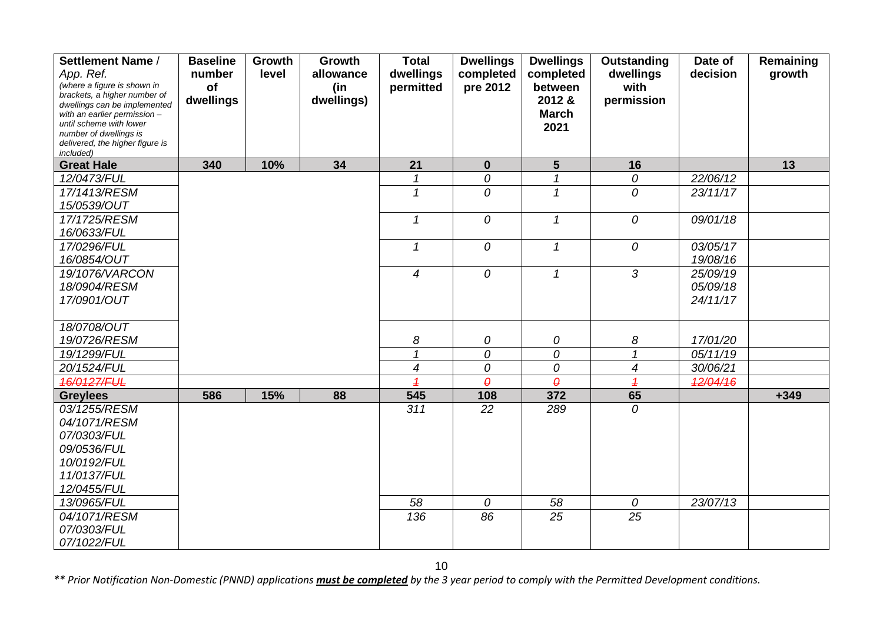| Settlement Name / App. Ref. *(where a figure is shown in brackets, a higher number of dwellings can be implemented with an earlier permission – until scheme with lower number of dwellings is delivered, the higher figure is included)* | Baseline number of dwellings | Growth level | Growth allowance (in dwellings) | Total dwellings permitted | Dwellings completed pre 2012 | Dwellings completed between 2012 & March 2021 | Outstanding dwellings with permission | Date of decision | Remaining growth |
|---|---|---|---|---|---|---|---|---|---|
| **Great Hale** | **340** | **10%** | **34** | **21** | **0** | **5** | **16** | | **13** |
| *12/0473/FUL* | | | | *1* | *0* | *1* | *0* | *22/06/12* | |
| *17/1413/RESM 15/0539/OUT* | | | | *1* | *0* | *1* | *0* | *23/11/17* | |
| *17/1725/RESM 16/0633/FUL* | | | | *1* | *0* | *1* | *0* | *09/01/18* | |
| *17/0296/FUL 16/0854/OUT* | | | | *1* | *0* | *1* | *0* | *03/05/17 19/08/16* | |
| *19/1076/VARCON 18/0904/RESM 17/0901/OUT* | | | | *4* | *0* | *1* | *3* | *25/09/19 05/09/18 24/11/17* | |
| *18/0708/OUT 19/0726/RESM* | | | | *8* | *0* | *0* | *8* | *17/01/20* | |
| *19/1299/FUL* | | | | *1* | *0* | *0* | *1* | *05/11/19* | |
| *20/1524/FUL* | | | | *4* | *0* | *0* | *4* | *30/06/21* | |
| ~~*16/0127/FUL*~~ | | | | ~~*1*~~ | ~~*0*~~ | ~~*0*~~ | ~~*1*~~ | ~~*12/04/16*~~ | |
| **Greylees** | **586** | **15%** | **88** | **545** | **108** | **372** | **65** | | **+349** |
| *03/1255/RESM 04/1071/RESM 07/0303/FUL 09/0536/FUL 10/0192/FUL 11/0137/FUL 12/0455/FUL* | | | | *311* | *22* | *289* | *0* | | |
| *13/0965/FUL* | | | | *58* | *0* | *58* | *0* | *23/07/13* | |
| *04/1071/RESM 07/0303/FUL 07/1022/FUL* | | | | *136* | *86* | *25* | *25* | | |

*\*\* Prior Notification Non-Domestic (PNND) applications **must be completed** by the 3 year period to comply with the Permitted Development conditions.*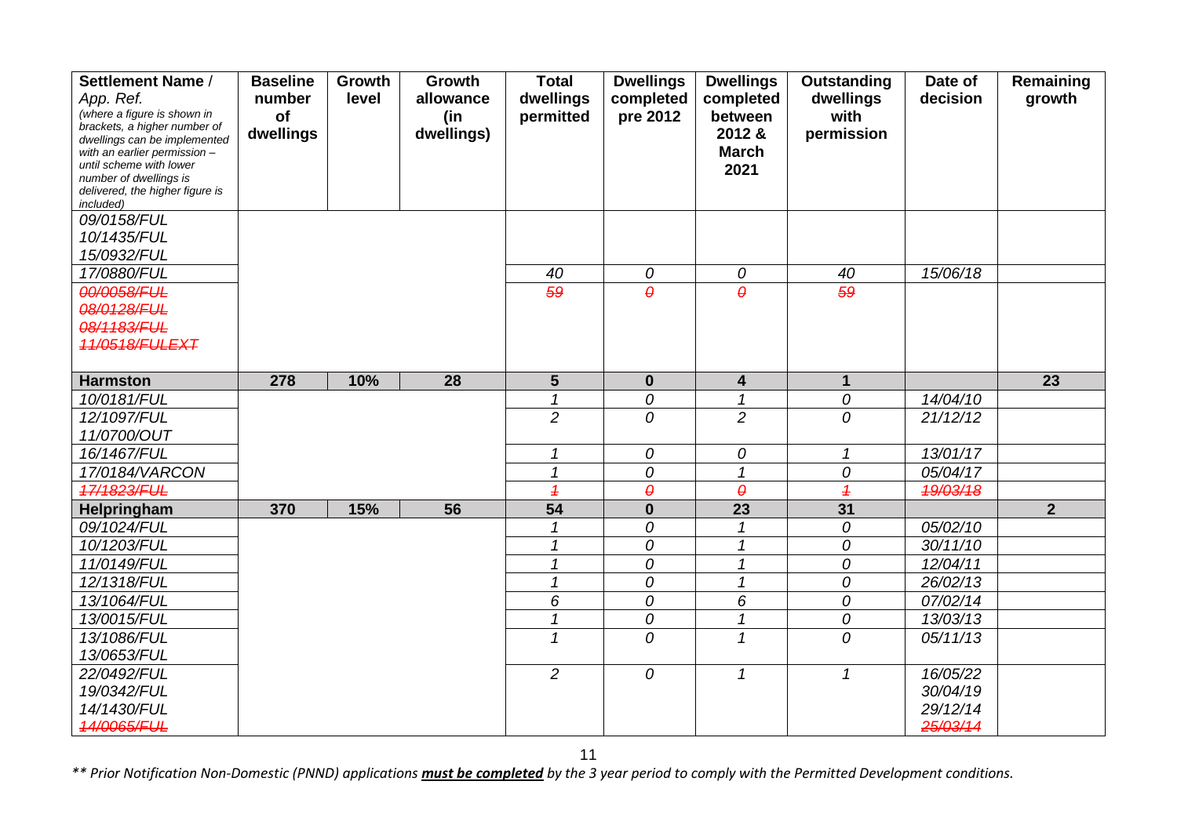| Settlement Name / App. Ref. *(where a figure is shown in brackets, a higher number of dwellings can be implemented with an earlier permission – until scheme with lower number of dwellings is delivered, the higher figure is included)* | Baseline number of dwellings | Growth level | Growth allowance (in dwellings) | Total dwellings permitted | Dwellings completed pre 2012 | Dwellings completed between 2012 & March 2021 | Outstanding dwellings with permission | Date of decision | Remaining growth |
|---|---|---|---|---|---|---|---|---|---|
| *09/0158/FUL* *10/1435/FUL* *15/0932/FUL* | | | | | | | | | |
| *17/0880/FUL* | | | | *40* | *0* | *0* | *40* | *15/06/18* | |
| ~~*00/0058/FUL*~~ ~~*08/0128/FUL*~~ ~~*08/1183/FUL*~~ ~~*11/0518/FULEXT*~~ | | | | ~~*59*~~ | ~~*0*~~ | ~~*0*~~ | ~~*59*~~ | | |
| **Harmston** | **278** | **10%** | **28** | **5** | **0** | **4** | **1** | | **23** |
| *10/0181/FUL* | | | | *1* | *0* | *1* | *0* | *14/04/10* | |
| *12/1097/FUL* *11/0700/OUT* | | | | *2* | *0* | *2* | *0* | *21/12/12* | |
| *16/1467/FUL* | | | | *1* | *0* | *0* | *1* | *13/01/17* | |
| *17/0184/VARCON* | | | | *1* | *0* | *1* | *0* | *05/04/17* | |
| ~~*17/1823/FUL*~~ | | | | ~~*1*~~ | ~~*0*~~ | ~~*0*~~ | ~~*1*~~ | ~~*19/03/18*~~ | |
| **Helpringham** | **370** | **15%** | **56** | **54** | **0** | **23** | **31** | | **2** |
| *09/1024/FUL* | | | | *1* | *0* | *1* | *0* | *05/02/10* | |
| *10/1203/FUL* | | | | *1* | *0* | *1* | *0* | *30/11/10* | |
| *11/0149/FUL* | | | | *1* | *0* | *1* | *0* | *12/04/11* | |
| *12/1318/FUL* | | | | *1* | *0* | *1* | *0* | *26/02/13* | |
| *13/1064/FUL* | | | | *6* | *0* | *6* | *0* | *07/02/14* | |
| *13/0015/FUL* | | | | *1* | *0* | *1* | *0* | *13/03/13* | |
| *13/1086/FUL* *13/0653/FUL* | | | | *1* | *0* | *1* | *0* | *05/11/13* | |
| *22/0492/FUL* *19/0342/FUL* *14/1430/FUL* ~~*14/0065/FUL*~~ | | | | *2* | *0* | *1* | *1* | *16/05/22* *30/04/19* *29/12/14* ~~*25/03/14*~~ | |

*\*\* Prior Notification Non-Domestic (PNND) applications **must be completed** by the 3 year period to comply with the Permitted Development conditions.*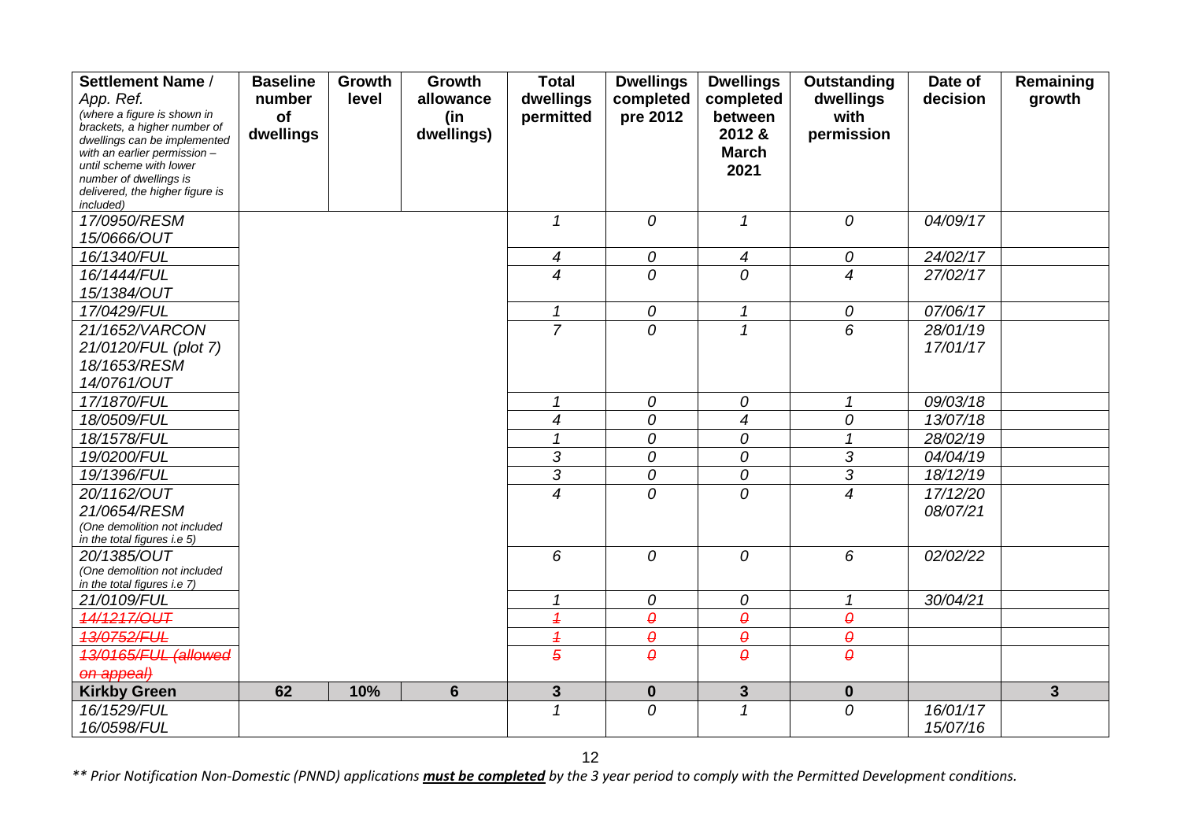| Settlement Name / App. Ref. *(where a figure is shown in brackets, a higher number of dwellings can be implemented with an earlier permission – until scheme with lower number of dwellings is delivered, the higher figure is included)* | Baseline number of dwellings | Growth level | Growth allowance (in dwellings) | Total dwellings permitted | Dwellings completed pre 2012 | Dwellings completed between 2012 & March 2021 | Outstanding dwellings with permission | Date of decision | Remaining growth |
|---|---|---|---|---|---|---|---|---|---|
| *17/0950/RESM 15/0666/OUT* | | | | *1* | *0* | *1* | *0* | *04/09/17* | |
| *16/1340/FUL* | | | | *4* | *0* | *4* | *0* | *24/02/17* | |
| *16/1444/FUL 15/1384/OUT* | | | | *4* | *0* | *0* | *4* | *27/02/17* | |
| *17/0429/FUL* | | | | *1* | *0* | *1* | *0* | *07/06/17* | |
| *21/1652/VARCON 21/0120/FUL (plot 7) 18/1653/RESM 14/0761/OUT* | | | | *7* | *0* | *1* | *6* | *28/01/19 17/01/17* | |
| *17/1870/FUL* | | | | *1* | *0* | *0* | *1* | *09/03/18* | |
| *18/0509/FUL* | | | | *4* | *0* | *4* | *0* | *13/07/18* | |
| *18/1578/FUL* | | | | *1* | *0* | *0* | *1* | *28/02/19* | |
| *19/0200/FUL* | | | | *3* | *0* | *0* | *3* | *04/04/19* | |
| *19/1396/FUL* | | | | *3* | *0* | *0* | *3* | *18/12/19* | |
| *20/1162/OUT 21/0654/RESM (One demolition not included in the total figures i.e 5)* | | | | *4* | *0* | *0* | *4* | *17/12/20 08/07/21* | |
| *20/1385/OUT (One demolition not included in the total figures i.e 7)* | | | | *6* | *0* | *0* | *6* | *02/02/22* | |
| *21/0109/FUL* | | | | *1* | *0* | *0* | *1* | *30/04/21* | |
| ~~*14/1217/OUT*~~ | | | | ~~*1*~~ | ~~*0*~~ | ~~*0*~~ | ~~*0*~~ | | |
| ~~*13/0752/FUL*~~ | | | | ~~*1*~~ | ~~*0*~~ | ~~*0*~~ | ~~*0*~~ | | |
| ~~*13/0165/FUL (allowed on appeal)*~~ | | | | ~~*5*~~ | ~~*0*~~ | ~~*0*~~ | ~~*0*~~ | | |
| **Kirkby Green** | **62** | **10%** | **6** | **3** | **0** | **3** | **0** | | **3** |
| *16/1529/FUL 16/0598/FUL* | | | | *1* | *0* | *1* | *0* | *16/01/17 15/07/16* | |

*\*\* Prior Notification Non-Domestic (PNND) applications **must be completed** by the 3 year period to comply with the Permitted Development conditions.*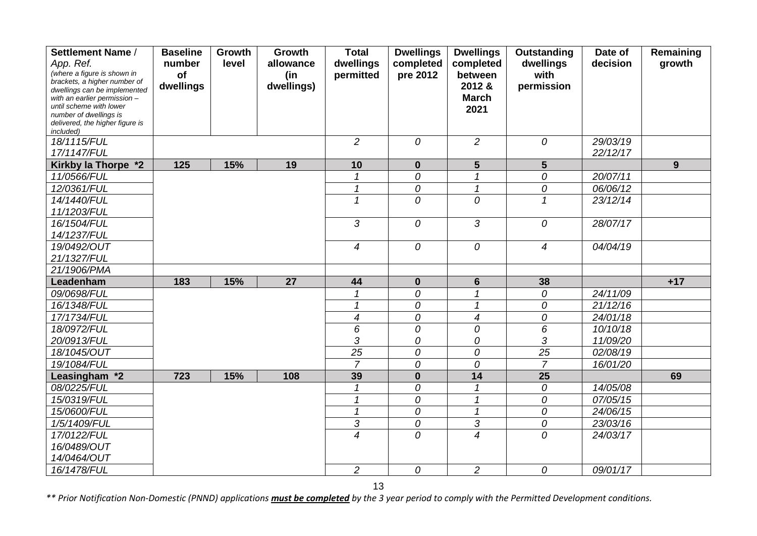| Settlement Name / App. Ref. (where a figure is shown in brackets, a higher number of dwellings can be implemented with an earlier permission – until scheme with lower number of dwellings is delivered, the higher figure is included) | Baseline number of dwellings | Growth level | Growth allowance (in dwellings) | Total dwellings permitted | Dwellings completed pre 2012 | Dwellings completed between 2012 & March 2021 | Outstanding dwellings with permission | Date of decision | Remaining growth |
|---|---|---|---|---|---|---|---|---|---|
| *18/1115/FUL* *17/1147/FUL* | | | | *2* | *0* | *2* | *0* | *29/03/19* *22/12/17* | |
| **Kirkby la Thorpe *2** | **125** | **15%** | **19** | **10** | **0** | **5** | **5** | | **9** |
| *11/0566/FUL* | | | | *1* | *0* | *1* | *0* | *20/07/11* | |
| *12/0361/FUL* | | | | *1* | *0* | *1* | *0* | *06/06/12* | |
| *14/1440/FUL* *11/1203/FUL* | | | | *1* | *0* | *0* | *1* | *23/12/14* | |
| *16/1504/FUL* *14/1237/FUL* | | | | *3* | *0* | *3* | *0* | *28/07/17* | |
| *19/0492/OUT* *21/1327/FUL* | | | | *4* | *0* | *0* | *4* | *04/04/19* | |
| *21/1906/PMA* | | | | | | | | | |
| **Leadenham** | **183** | **15%** | **27** | **44** | **0** | **6** | **38** | | **+17** |
| *09/0698/FUL* | | | | *1* | *0* | *1* | *0* | *24/11/09* | |
| *16/1348/FUL* | | | | *1* | *0* | *1* | *0* | *21/12/16* | |
| *17/1734/FUL* | | | | *4* | *0* | *4* | *0* | *24/01/18* | |
| *18/0972/FUL* | | | | *6* | *0* | *0* | *6* | *10/10/18* | |
| *20/0913/FUL* | | | | *3* | *0* | *0* | *3* | *11/09/20* | |
| *18/1045/OUT* | | | | *25* | *0* | *0* | *25* | *02/08/19* | |
| *19/1084/FUL* | | | | *7* | *0* | *0* | *7* | *16/01/20* | |
| **Leasingham *2** | **723** | **15%** | **108** | **39** | **0** | **14** | **25** | | **69** |
| *08/0225/FUL* | | | | *1* | *0* | *1* | *0* | *14/05/08* | |
| *15/0319/FUL* | | | | *1* | *0* | *1* | *0* | *07/05/15* | |
| *15/0600/FUL* | | | | *1* | *0* | *1* | *0* | *24/06/15* | |
| *1/5/1409/FUL* | | | | *3* | *0* | *3* | *0* | *23/03/16* | |
| *17/0122/FUL* *16/0489/OUT* *14/0464/OUT* | | | | *4* | *0* | *4* | *0* | *24/03/17* | |
| *16/1478/FUL* | | | | *2* | *0* | *2* | *0* | *09/01/17* | |

*** Prior Notification Non-Domestic (PNND) applications **must be completed** by the 3 year period to comply with the Permitted Development conditions.*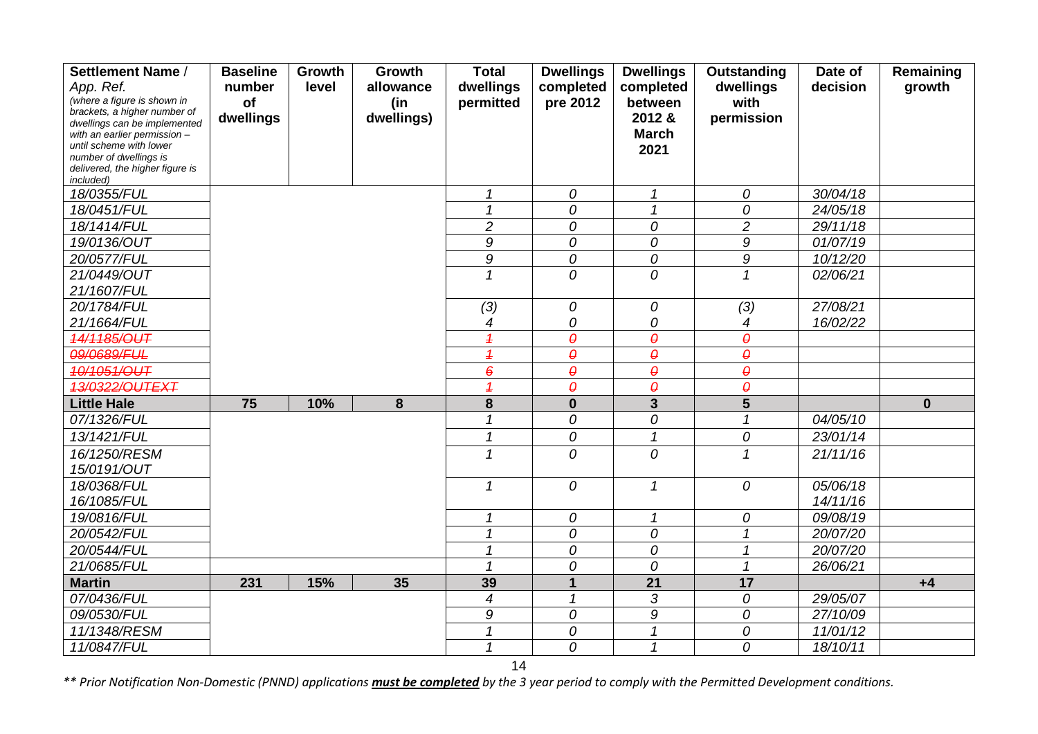| Settlement Name / App. Ref. *(where a figure is shown in brackets, a higher number of dwellings can be implemented with an earlier permission – until scheme with lower number of dwellings is delivered, the higher figure is included)* | Baseline number of dwellings | Growth level | Growth allowance (in dwellings) | Total dwellings permitted | Dwellings completed pre 2012 | Dwellings completed between 2012 & March 2021 | Outstanding dwellings with permission | Date of decision | Remaining growth |
|---|---|---|---|---|---|---|---|---|---|
| *18/0355/FUL* | | | | *1* | *0* | *1* | *0* | *30/04/18* | |
| *18/0451/FUL* | | | | *1* | *0* | *1* | *0* | *24/05/18* | |
| *18/1414/FUL* | | | | *2* | *0* | *0* | *2* | *29/11/18* | |
| *19/0136/OUT* | | | | *9* | *0* | *0* | *9* | *01/07/19* | |
| *20/0577/FUL* | | | | *9* | *0* | *0* | *9* | *10/12/20* | |
| *21/0449/OUT* *21/1607/FUL* | | | | *1* | *0* | *0* | *1* | *02/06/21* | |
| *20/1784/FUL* | | | | *(3)* | *0* | *0* | *(3)* | *27/08/21* | |
| *21/1664/FUL* | | | | *4* | *0* | *0* | *4* | *16/02/22* | |
| ~~*14/1185/OUT*~~ | | | | ~~*1*~~ | ~~*0*~~ | ~~*0*~~ | ~~*0*~~ | | |
| ~~*09/0689/FUL*~~ | | | | ~~*1*~~ | ~~*0*~~ | ~~*0*~~ | ~~*0*~~ | | |
| ~~*10/1051/OUT*~~ | | | | ~~*6*~~ | ~~*0*~~ | ~~*0*~~ | ~~*0*~~ | | |
| ~~*13/0322/OUTEXT*~~ | | | | ~~*1*~~ | ~~*0*~~ | ~~*0*~~ | ~~*0*~~ | | |
| **Little Hale** | **75** | **10%** | **8** | **8** | **0** | **3** | **5** | | **0** |
| *07/1326/FUL* | | | | *1* | *0* | *0* | *1* | *04/05/10* | |
| *13/1421/FUL* | | | | *1* | *0* | *1* | *0* | *23/01/14* | |
| *16/1250/RESM* *15/0191/OUT* | | | | *1* | *0* | *0* | *1* | *21/11/16* | |
| *18/0368/FUL* *16/1085/FUL* | | | | *1* | *0* | *1* | *0* | *05/06/18* *14/11/16* | |
| *19/0816/FUL* | | | | *1* | *0* | *1* | *0* | *09/08/19* | |
| *20/0542/FUL* | | | | *1* | *0* | *0* | *1* | *20/07/20* | |
| *20/0544/FUL* | | | | *1* | *0* | *0* | *1* | *20/07/20* | |
| *21/0685/FUL* | | | | *1* | *0* | *0* | *1* | *26/06/21* | |
| **Martin** | **231** | **15%** | **35** | **39** | **1** | **21** | **17** | | **+4** |
| *07/0436/FUL* | | | | *4* | *1* | *3* | *0* | *29/05/07* | |
| *09/0530/FUL* | | | | *9* | *0* | *9* | *0* | *27/10/09* | |
| *11/1348/RESM* | | | | *1* | *0* | *1* | *0* | *11/01/12* | |
| *11/0847/FUL* | | | | *1* | *0* | *1* | *0* | *18/10/11* | |

*** Prior Notification Non-Domestic (PNND) applications **must be completed** by the 3 year period to comply with the Permitted Development conditions.*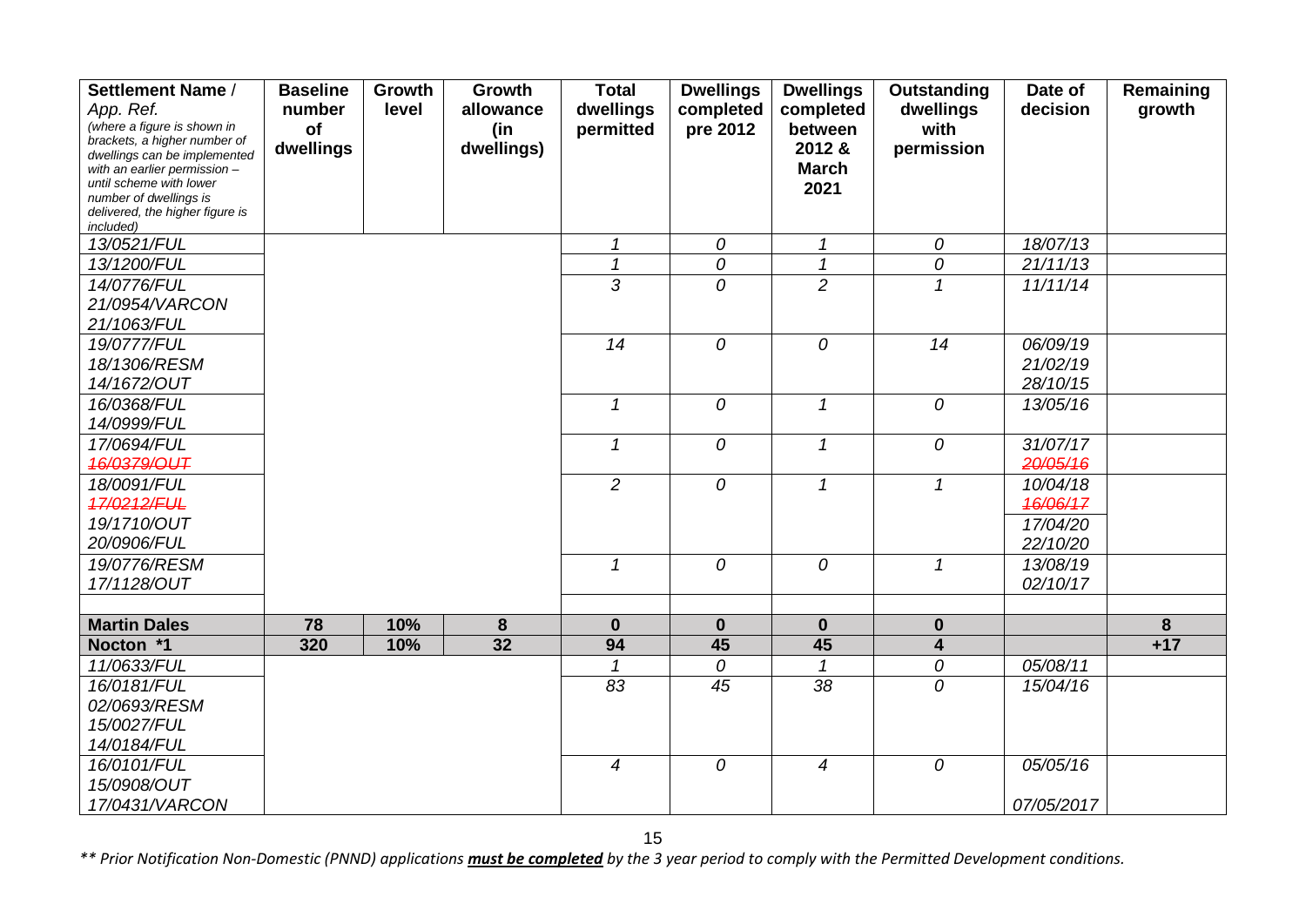| Settlement Name / App. Ref. *(where a figure is shown in brackets, a higher number of dwellings can be implemented with an earlier permission – until scheme with lower number of dwellings is delivered, the higher figure is included)* | Baseline number of dwellings | Growth level | Growth allowance (in dwellings) | Total dwellings permitted | Dwellings completed pre 2012 | Dwellings completed between 2012 & March 2021 | Outstanding dwellings with permission | Date of decision | Remaining growth |
|---|---|---|---|---|---|---|---|---|---|
| *13/0521/FUL* | | | | *1* | *0* | *1* | *0* | *18/07/13* | |
| *13/1200/FUL* | | | | *1* | *0* | *1* | *0* | *21/11/13* | |
| *14/0776/FUL*<br>*21/0954/VARCON*<br>*21/1063/FUL* | | | | *3* | *0* | *2* | *1* | *11/11/14* | |
| *19/0777/FUL*<br>*18/1306/RESM*<br>*14/1672/OUT* | | | | *14* | *0* | *0* | *14* | *06/09/19*<br>*21/02/19*<br>*28/10/15* | |
| *16/0368/FUL*<br>*14/0999/FUL* | | | | *1* | *0* | *1* | *0* | *13/05/16* | |
| *17/0694/FUL*<br>~~*16/0379/OUT*~~ | | | | *1* | *0* | *1* | *0* | *31/07/17*<br>~~*20/05/16*~~ | |
| *18/0091/FUL*<br>~~*17/0212/FUL*~~<br>*19/1710/OUT*<br>*20/0906/FUL* | | | | *2* | *0* | *1* | *1* | *10/04/18*<br>~~*16/06/17*~~<br>*17/04/20*<br>*22/10/20* | |
| *19/0776/RESM*<br>*17/1128/OUT* | | | | *1* | *0* | *0* | *1* | *13/08/19*<br>*02/10/17* | |
| | | | | | | | | | |
| **Martin Dales** | **78** | **10%** | **8** | **0** | **0** | **0** | **0** | | **8** |
| **Nocton \*1** | **320** | **10%** | **32** | **94** | **45** | **45** | **4** | | **+17** |
| *11/0633/FUL* | | | | *1* | *0* | *1* | *0* | *05/08/11* | |
| *16/0181/FUL*<br>*02/0693/RESM*<br>*15/0027/FUL*<br>*14/0184/FUL* | | | | *83* | *45* | *38* | *0* | *15/04/16* | |
| *16/0101/FUL*<br>*15/0908/OUT*<br>*17/0431/VARCON* | | | | *4* | *0* | *4* | *0* | *05/05/16*<br><br>*07/05/2017* | |

*\*\* Prior Notification Non-Domestic (PNND) applications **must be completed** by the 3 year period to comply with the Permitted Development conditions.*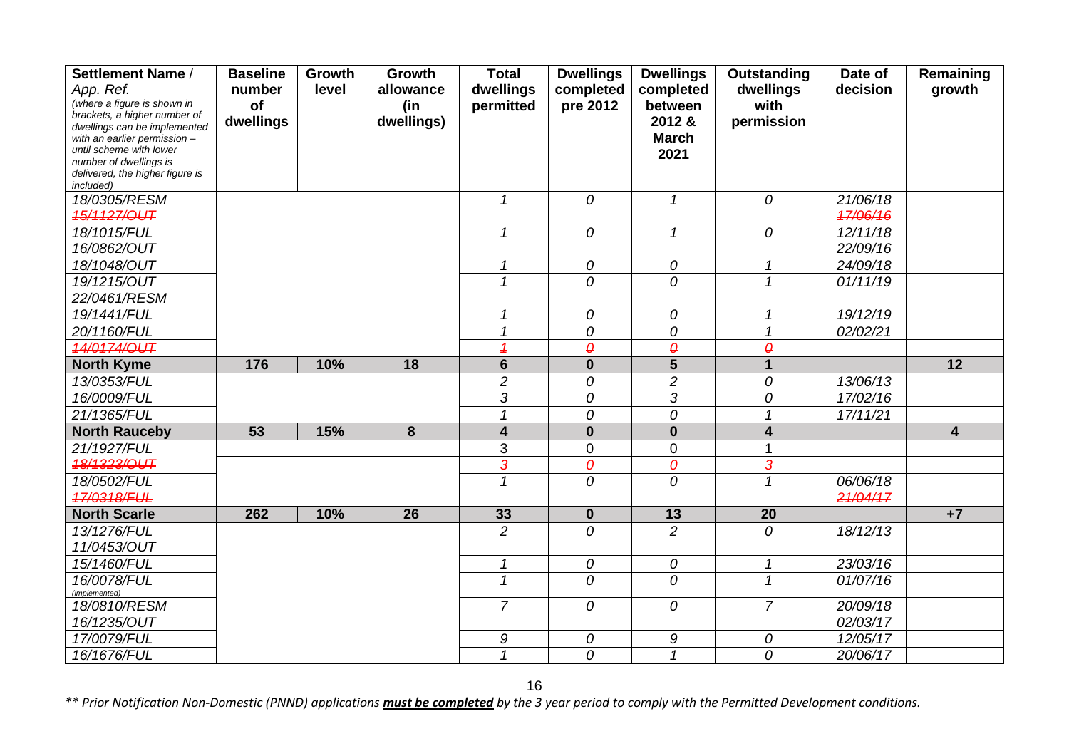| Settlement Name / App. Ref. *(where a figure is shown in brackets, a higher number of dwellings can be implemented with an earlier permission – until scheme with lower number of dwellings is delivered, the higher figure is included)* | Baseline number of dwellings | Growth level | Growth allowance (in dwellings) | Total dwellings permitted | Dwellings completed pre 2012 | Dwellings completed between 2012 & March 2021 | Outstanding dwellings with permission | Date of decision | Remaining growth |
|---|---|---|---|---|---|---|---|---|---|
| *18/0305/RESM* *~~15/1127/OUT~~* | | | | *1* | *0* | *1* | *0* | *21/06/18* *~~17/06/16~~* | |
| *18/1015/FUL* *16/0862/OUT* | | | | *1* | *0* | *1* | *0* | *12/11/18* *22/09/16* | |
| *18/1048/OUT* | | | | *1* | *0* | *0* | *1* | *24/09/18* | |
| *19/1215/OUT* *22/0461/RESM* | | | | *1* | *0* | *0* | *1* | *01/11/19* | |
| *19/1441/FUL* | | | | *1* | *0* | *0* | *1* | *19/12/19* | |
| *20/1160/FUL* | | | | *1* | *0* | *0* | *1* | *02/02/21* | |
| *~~14/0174/OUT~~* | | | | *~~1~~* | *~~0~~* | *~~0~~* | *~~0~~* | | |
| **North Kyme** | **176** | **10%** | **18** | **6** | **0** | **5** | **1** | | **12** |
| *13/0353/FUL* | | | | *2* | *0* | *2* | *0* | *13/06/13* | |
| *16/0009/FUL* | | | | *3* | *0* | *3* | *0* | *17/02/16* | |
| *21/1365/FUL* | | | | *1* | *0* | *0* | *1* | *17/11/21* | |
| **North Rauceby** | **53** | **15%** | **8** | **4** | **0** | **0** | **4** | | **4** |
| 21/1927/FUL | | | | 3 | 0 | 0 | 1 | | |
| *~~18/1323/OUT~~* | | | | *~~3~~* | *~~0~~* | *~~0~~* | *~~3~~* | | |
| *18/0502/FUL* *~~17/0318/FUL~~* | | | | *1* | *0* | *0* | *1* | *06/06/18* *~~21/04/17~~* | |
| **North Scarle** | **262** | **10%** | **26** | **33** | **0** | **13** | **20** | | **+7** |
| *13/1276/FUL* *11/0453/OUT* | | | | *2* | *0* | *2* | *0* | *18/12/13* | |
| *15/1460/FUL* | | | | *1* | *0* | *0* | *1* | *23/03/16* | |
| *16/0078/FUL (implemented)* | | | | *1* | *0* | *0* | *1* | *01/07/16* | |
| *18/0810/RESM* *16/1235/OUT* | | | | *7* | *0* | *0* | *7* | *20/09/18* *02/03/17* | |
| *17/0079/FUL* | | | | *9* | *0* | *9* | *0* | *12/05/17* | |
| *16/1676/FUL* | | | | *1* | *0* | *1* | *0* | *20/06/17* | |

*\*\* Prior Notification Non-Domestic (PNND) applications **must be completed** by the 3 year period to comply with the Permitted Development conditions.*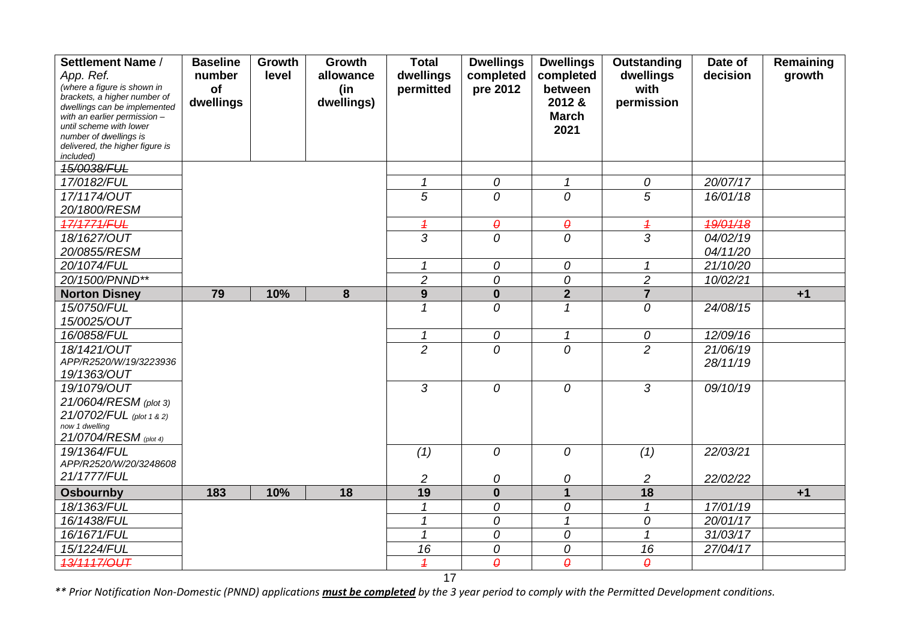| Settlement Name / App. Ref. *(where a figure is shown in brackets, a higher number of dwellings can be implemented with an earlier permission – until scheme with lower number of dwellings is delivered, the higher figure is included)* | Baseline number of dwellings | Growth level | Growth allowance (in dwellings) | Total dwellings permitted | Dwellings completed pre 2012 | Dwellings completed between 2012 & March 2021 | Outstanding dwellings with permission | Date of decision | Remaining growth |
|---|---|---|---|---|---|---|---|---|---|
| ~~*15/0038/FUL*~~ | | | | | | | | | |
| *17/0182/FUL* | | | | *1* | *0* | *1* | *0* | *20/07/17* | |
| *17/1174/OUT* *20/1800/RESM* | | | | *5* | *0* | *0* | *5* | *16/01/18* | |
| ~~*17/1771/FUL*~~ | | | | ~~*1*~~ | ~~*0*~~ | ~~*0*~~ | ~~*1*~~ | ~~*19/01/18*~~ | |
| *18/1627/OUT* *20/0855/RESM* | | | | *3* | *0* | *0* | *3* | *04/02/19* *04/11/20* | |
| *20/1074/FUL* | | | | *1* | *0* | *0* | *1* | *21/10/20* | |
| *20/1500/PNND*** | | | | *2* | *0* | *0* | *2* | *10/02/21* | |
| **Norton Disney** | **79** | **10%** | **8** | **9** | **0** | **2** | **7** | | **+1** |
| *15/0750/FUL* *15/0025/OUT* | | | | *1* | *0* | *1* | *0* | *24/08/15* | |
| *16/0858/FUL* | | | | *1* | *0* | *1* | *0* | *12/09/16* | |
| *18/1421/OUT* *APP/R2520/W/19/3223936* *19/1363/OUT* | | | | *2* | *0* | *0* | *2* | *21/06/19* *28/11/19* | |
| *19/1079/OUT* *21/0604/RESM (plot 3)* *21/0702/FUL (plot 1 & 2) now 1 dwelling* *21/0704/RESM (plot 4)* | | | | *3* | *0* | *0* | *3* | *09/10/19* | |
| *19/1364/FUL* *APP/R2520/W/20/3248608* *21/1777/FUL* | | | | *(1)* *2* | *0* *0* | *0* *0* | *(1)* *2* | *22/03/21* *22/02/22* | |
| **Osbournby** | **183** | **10%** | **18** | **19** | **0** | **1** | **18** | | **+1** |
| *18/1363/FUL* | | | | *1* | *0* | *0* | *1* | *17/01/19* | |
| *16/1438/FUL* | | | | *1* | *0* | *1* | *0* | *20/01/17* | |
| *16/1671/FUL* | | | | *1* | *0* | *0* | *1* | *31/03/17* | |
| *15/1224/FUL* | | | | *16* | *0* | *0* | *16* | *27/04/17* | |
| ~~*13/1117/OUT*~~ | | | | ~~*1*~~ | ~~*0*~~ | ~~*0*~~ | ~~*0*~~ | | |

*** Prior Notification Non-Domestic (PNND) applications **must be completed** by the 3 year period to comply with the Permitted Development conditions.*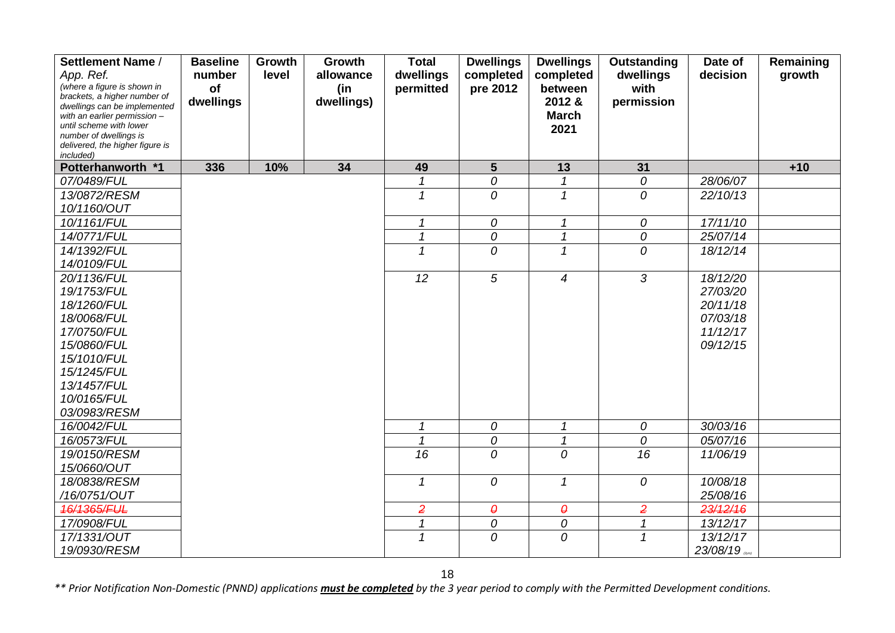| **Settlement Name** / App. Ref. *(where a figure is shown in brackets, a higher number of dwellings can be implemented with an earlier permission – until scheme with lower number of dwellings is delivered, the higher figure is included)* | **Baseline number of dwellings** | **Growth level** | **Growth allowance (in dwellings)** | **Total dwellings permitted** | **Dwellings completed pre 2012** | **Dwellings completed between 2012 & March 2021** | **Outstanding dwellings with permission** | **Date of decision** | **Remaining growth** |
|---|---|---|---|---|---|---|---|---|---|
| **Potterhanworth \*1** | **336** | **10%** | **34** | **49** | **5** | **13** | **31** | | **+10** |
| *07/0489/FUL* | | | | *1* | *0* | *1* | *0* | *28/06/07* | |
| *13/0872/RESM*<br>*10/1160/OUT* | | | | *1* | *0* | *1* | *0* | *22/10/13* | |
| *10/1161/FUL* | | | | *1* | *0* | *1* | *0* | *17/11/10* | |
| *14/0771/FUL* | | | | *1* | *0* | *1* | *0* | *25/07/14* | |
| *14/1392/FUL*<br>*14/0109/FUL* | | | | *1* | *0* | *1* | *0* | *18/12/14* | |
| *20/1136/FUL*<br>*19/1753/FUL*<br>*18/1260/FUL*<br>*18/0068/FUL*<br>*17/0750/FUL*<br>*15/0860/FUL*<br>*15/1010/FUL*<br>*15/1245/FUL*<br>*13/1457/FUL*<br>*10/0165/FUL*<br>*03/0983/RESM* | | | | *12* | *5* | *4* | *3* | *18/12/20*<br>*27/03/20*<br>*20/11/18*<br>*07/03/18*<br>*11/12/17*<br>*09/12/15* | |
| *16/0042/FUL* | | | | *1* | *0* | *1* | *0* | *30/03/16* | |
| *16/0573/FUL* | | | | *1* | *0* | *1* | *0* | *05/07/16* | |
| *19/0150/RESM*<br>*15/0660/OUT* | | | | *16* | *0* | *0* | *16* | *11/06/19* | |
| *18/0838/RESM*<br>*/16/0751/OUT* | | | | *1* | *0* | *1* | *0* | *10/08/18*<br>*25/08/16* | |
| ~~*16/1365/FUL*~~ | | | | ~~*2*~~ | ~~*0*~~ | ~~*0*~~ | ~~*2*~~ | ~~*23/12/16*~~ | |
| *17/0908/FUL* | | | | *1* | *0* | *0* | *1* | *13/12/17* | |
| *17/1331/OUT*<br>*19/0930/RESM* | | | | *1* | *0* | *0* | *1* | *13/12/17*<br>*23/08/19* (2yrs) | |

*\*\* Prior Notification Non-Domestic (PNND) applications **must be completed** by the 3 year period to comply with the Permitted Development conditions.*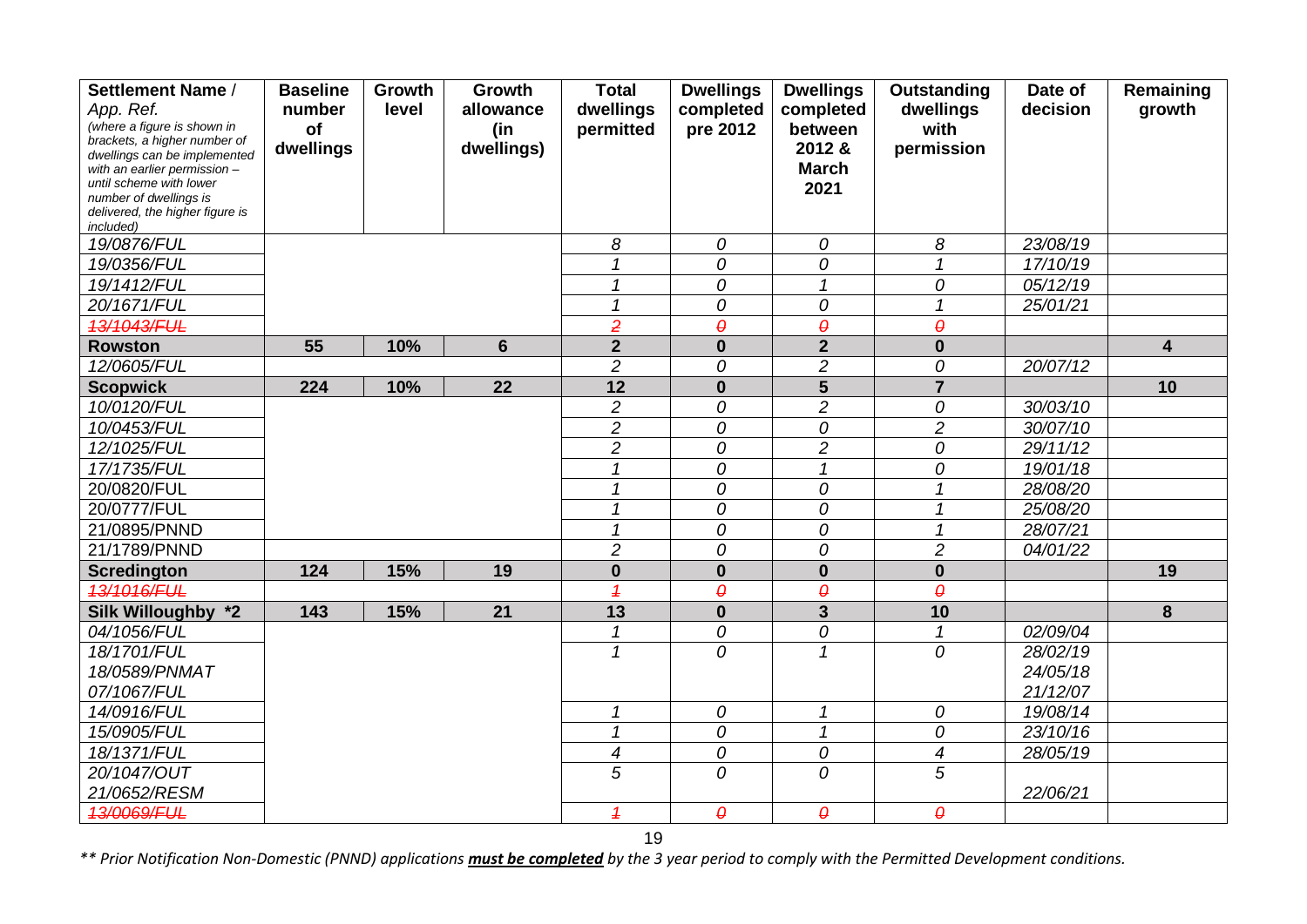| Settlement Name / App. Ref. *(where a figure is shown in brackets, a higher number of dwellings can be implemented with an earlier permission – until scheme with lower number of dwellings is delivered, the higher figure is included)* | Baseline number of dwellings | Growth level | Growth allowance (in dwellings) | Total dwellings permitted | Dwellings completed pre 2012 | Dwellings completed between 2012 & March 2021 | Outstanding dwellings with permission | Date of decision | Remaining growth |
|---|---|---|---|---|---|---|---|---|---|
| *19/0876/FUL* | | | | *8* | *0* | *0* | *8* | *23/08/19* | |
| *19/0356/FUL* | | | | *1* | *0* | *0* | *1* | *17/10/19* | |
| *19/1412/FUL* | | | | *1* | *0* | *1* | *0* | *05/12/19* | |
| *20/1671/FUL* | | | | *1* | *0* | *0* | *1* | *25/01/21* | |
| ~~*13/1043/FUL*~~ | | | | ~~*2*~~ | ~~*0*~~ | ~~*0*~~ | ~~*0*~~ | | |
| **Rowston** | **55** | **10%** | **6** | **2** | **0** | **2** | **0** | | **4** |
| *12/0605/FUL* | | | | *2* | *0* | *2* | *0* | *20/07/12* | |
| **Scopwick** | **224** | **10%** | **22** | **12** | **0** | **5** | **7** | | **10** |
| *10/0120/FUL* | | | | *2* | *0* | *2* | *0* | *30/03/10* | |
| *10/0453/FUL* | | | | *2* | *0* | *0* | *2* | *30/07/10* | |
| *12/1025/FUL* | | | | *2* | *0* | *2* | *0* | *29/11/12* | |
| *17/1735/FUL* | | | | *1* | *0* | *1* | *0* | *19/01/18* | |
| 20/0820/FUL | | | | *1* | *0* | *0* | *1* | *28/08/20* | |
| 20/0777/FUL | | | | *1* | *0* | *0* | *1* | *25/08/20* | |
| 21/0895/PNND | | | | *1* | *0* | *0* | *1* | *28/07/21* | |
| 21/1789/PNND | | | | *2* | *0* | *0* | *2* | *04/01/22* | |
| **Scredington** | **124** | **15%** | **19** | **0** | **0** | **0** | **0** | | **19** |
| ~~*13/1016/FUL*~~ | | | | ~~*1*~~ | ~~*0*~~ | ~~*0*~~ | ~~*0*~~ | | |
| **Silk Willoughby *2** | **143** | **15%** | **21** | **13** | **0** | **3** | **10** | | **8** |
| *04/1056/FUL* | | | | *1* | *0* | *0* | *1* | *02/09/04* | |
| *18/1701/FUL* *18/0589/PNMAT* *07/1067/FUL* | | | | *1* | *0* | *1* | *0* | *28/02/19* *24/05/18* *21/12/07* | |
| *14/0916/FUL* | | | | *1* | *0* | *1* | *0* | *19/08/14* | |
| *15/0905/FUL* | | | | *1* | *0* | *1* | *0* | *23/10/16* | |
| *18/1371/FUL* | | | | *4* | *0* | *0* | *4* | *28/05/19* | |
| *20/1047/OUT* *21/0652/RESM* | | | | *5* | *0* | *0* | *5* | *22/06/21* | |
| ~~*13/0069/FUL*~~ | | | | ~~*1*~~ | ~~*0*~~ | ~~*0*~~ | ~~*0*~~ | | |

*** Prior Notification Non-Domestic (PNND) applications **must be completed** by the 3 year period to comply with the Permitted Development conditions.*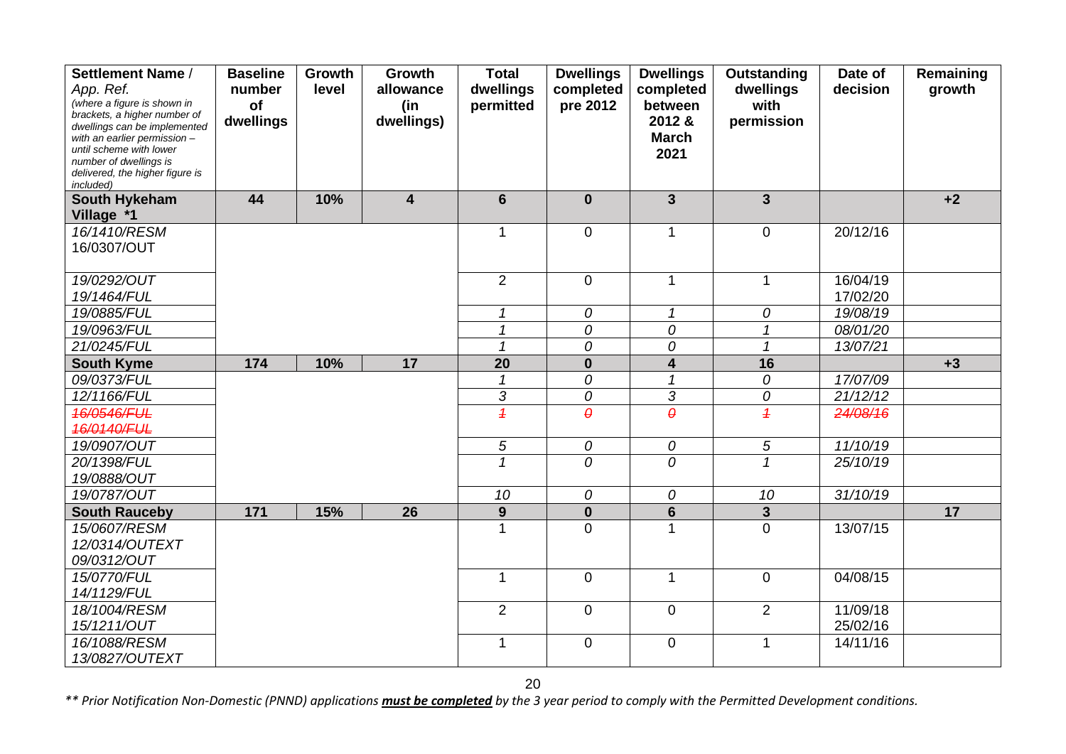| **Settlement Name / App. Ref.** *(where a figure is shown in brackets, a higher number of dwellings can be implemented with an earlier permission – until scheme with lower number of dwellings is delivered, the higher figure is included)* | **Baseline number of dwellings** | **Growth level** | **Growth allowance (in dwellings)** | **Total dwellings permitted** | **Dwellings completed pre 2012** | **Dwellings completed between 2012 & March 2021** | **Outstanding dwellings with permission** | **Date of decision** | **Remaining growth** |
|---|---|---|---|---|---|---|---|---|---|
| **South Hykeham Village *1** | **44** | **10%** | **4** | **6** | **0** | **3** | **3** | | **+2** |
| *16/1410/RESM* 16/0307/OUT | | | | 1 | 0 | 1 | 0 | 20/12/16 | |
| *19/0292/OUT* *19/1464/FUL* | | | | 2 | 0 | 1 | 1 | 16/04/19 17/02/20 | |
| *19/0885/FUL* | | | | *1* | *0* | *1* | *0* | *19/08/19* | |
| *19/0963/FUL* | | | | *1* | *0* | *0* | *1* | *08/01/20* | |
| *21/0245/FUL* | | | | *1* | *0* | *0* | *1* | *13/07/21* | |
| **South Kyme** | **174** | **10%** | **17** | **20** | **0** | **4** | **16** | | **+3** |
| *09/0373/FUL* | | | | *1* | *0* | *1* | *0* | *17/07/09* | |
| *12/1166/FUL* | | | | *3* | *0* | *3* | *0* | *21/12/12* | |
| ~~*16/0546/FUL*~~ ~~*16/0140/FUL*~~ | | | | ~~*1*~~ | ~~*0*~~ | ~~*0*~~ | ~~*1*~~ | ~~*24/08/16*~~ | |
| *19/0907/OUT* | | | | *5* | *0* | *0* | *5* | *11/10/19* | |
| *20/1398/FUL* *19/0888/OUT* | | | | *1* | *0* | *0* | *1* | *25/10/19* | |
| *19/0787/OUT* | | | | *10* | *0* | *0* | *10* | *31/10/19* | |
| **South Rauceby** | **171** | **15%** | **26** | **9** | **0** | **6** | **3** | | **17** |
| *15/0607/RESM* *12/0314/OUTEXT* *09/0312/OUT* | | | | 1 | 0 | 1 | 0 | 13/07/15 | |
| *15/0770/FUL* *14/1129/FUL* | | | | 1 | 0 | 1 | 0 | 04/08/15 | |
| *18/1004/RESM* *15/1211/OUT* | | | | 2 | 0 | 0 | 2 | 11/09/18 25/02/16 | |
| *16/1088/RESM* *13/0827/OUTEXT* | | | | 1 | 0 | 0 | 1 | 14/11/16 | |

*** Prior Notification Non-Domestic (PNND) applications **must be completed** by the 3 year period to comply with the Permitted Development conditions.*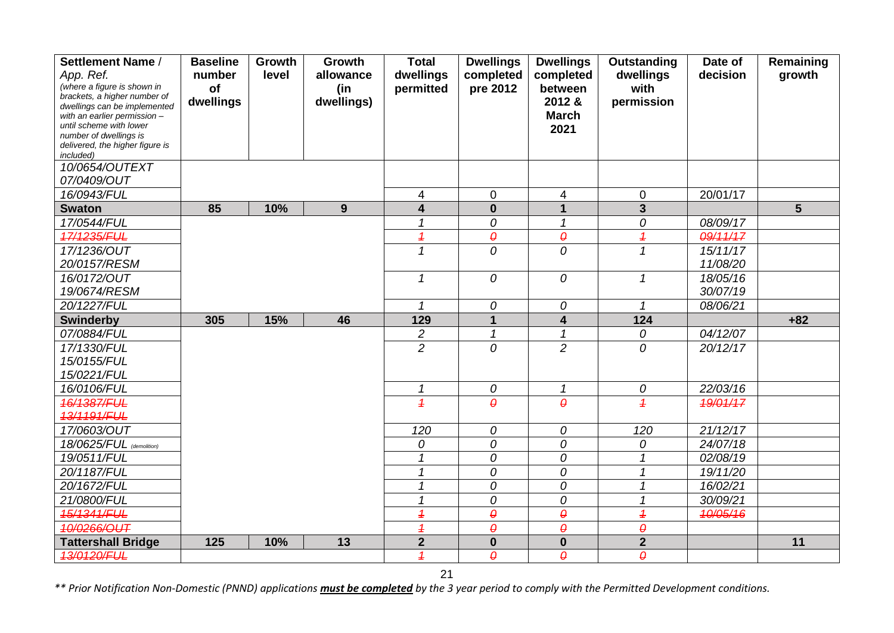| **Settlement Name /** *App. Ref.* *(where a figure is shown in brackets, a higher number of dwellings can be implemented with an earlier permission – until scheme with lower number of dwellings is delivered, the higher figure is included)* | **Baseline number of dwellings** | **Growth level** | **Growth allowance (in dwellings)** | **Total dwellings permitted** | **Dwellings completed pre 2012** | **Dwellings completed between 2012 & March 2021** | **Outstanding dwellings with permission** | **Date of decision** | **Remaining growth** |
|---|---|---|---|---|---|---|---|---|---|
| *10/0654/OUTEXT* *07/0409/OUT* | | | | | | | | | |
| *16/0943/FUL* | | | | 4 | 0 | 4 | 0 | 20/01/17 | |
| **Swaton** | **85** | **10%** | **9** | **4** | **0** | **1** | **3** | | **5** |
| *17/0544/FUL* | | | | *1* | *0* | *1* | *0* | *08/09/17* | |
| ~~*17/1235/FUL*~~ | | | | ~~*1*~~ | ~~*0*~~ | ~~*0*~~ | ~~*1*~~ | ~~*09/11/17*~~ | |
| *17/1236/OUT* *20/0157/RESM* | | | | *1* | *0* | *0* | *1* | *15/11/17* *11/08/20* | |
| *16/0172/OUT* *19/0674/RESM* | | | | *1* | *0* | *0* | *1* | *18/05/16* *30/07/19* | |
| *20/1227/FUL* | | | | *1* | *0* | *0* | *1* | *08/06/21* | |
| **Swinderby** | **305** | **15%** | **46** | **129** | **1** | **4** | **124** | | **+82** |
| *07/0884/FUL* | | | | *2* | *1* | *1* | *0* | *04/12/07* | |
| *17/1330/FUL* *15/0155/FUL* *15/0221/FUL* | | | | *2* | *0* | *2* | *0* | *20/12/17* | |
| *16/0106/FUL* | | | | *1* | *0* | *1* | *0* | *22/03/16* | |
| ~~*16/1387/FUL*~~ ~~*13/1191/FUL*~~ | | | | ~~*1*~~ | ~~*0*~~ | ~~*0*~~ | ~~*1*~~ | ~~*19/01/17*~~ | |
| *17/0603/OUT* | | | | *120* | *0* | *0* | *120* | *21/12/17* | |
| *18/0625/FUL (demolition)* | | | | *0* | *0* | *0* | *0* | *24/07/18* | |
| *19/0511/FUL* | | | | *1* | *0* | *0* | *1* | *02/08/19* | |
| *20/1187/FUL* | | | | *1* | *0* | *0* | *1* | *19/11/20* | |
| *20/1672/FUL* | | | | *1* | *0* | *0* | *1* | *16/02/21* | |
| *21/0800/FUL* | | | | *1* | *0* | *0* | *1* | *30/09/21* | |
| ~~*15/1341/FUL*~~ | | | | ~~*1*~~ | ~~*0*~~ | ~~*0*~~ | ~~*1*~~ | ~~*10/05/16*~~ | |
| ~~*10/0266/OUT*~~ | | | | ~~*1*~~ | ~~*0*~~ | ~~*0*~~ | ~~*0*~~ | | |
| **Tattershall Bridge** | **125** | **10%** | **13** | **2** | **0** | **0** | **2** | | **11** |
| ~~*13/0120/FUL*~~ | | | | ~~*1*~~ | ~~*0*~~ | ~~*0*~~ | ~~*0*~~ | | |

*\*\* Prior Notification Non-Domestic (PNND) applications **must be completed** by the 3 year period to comply with the Permitted Development conditions.*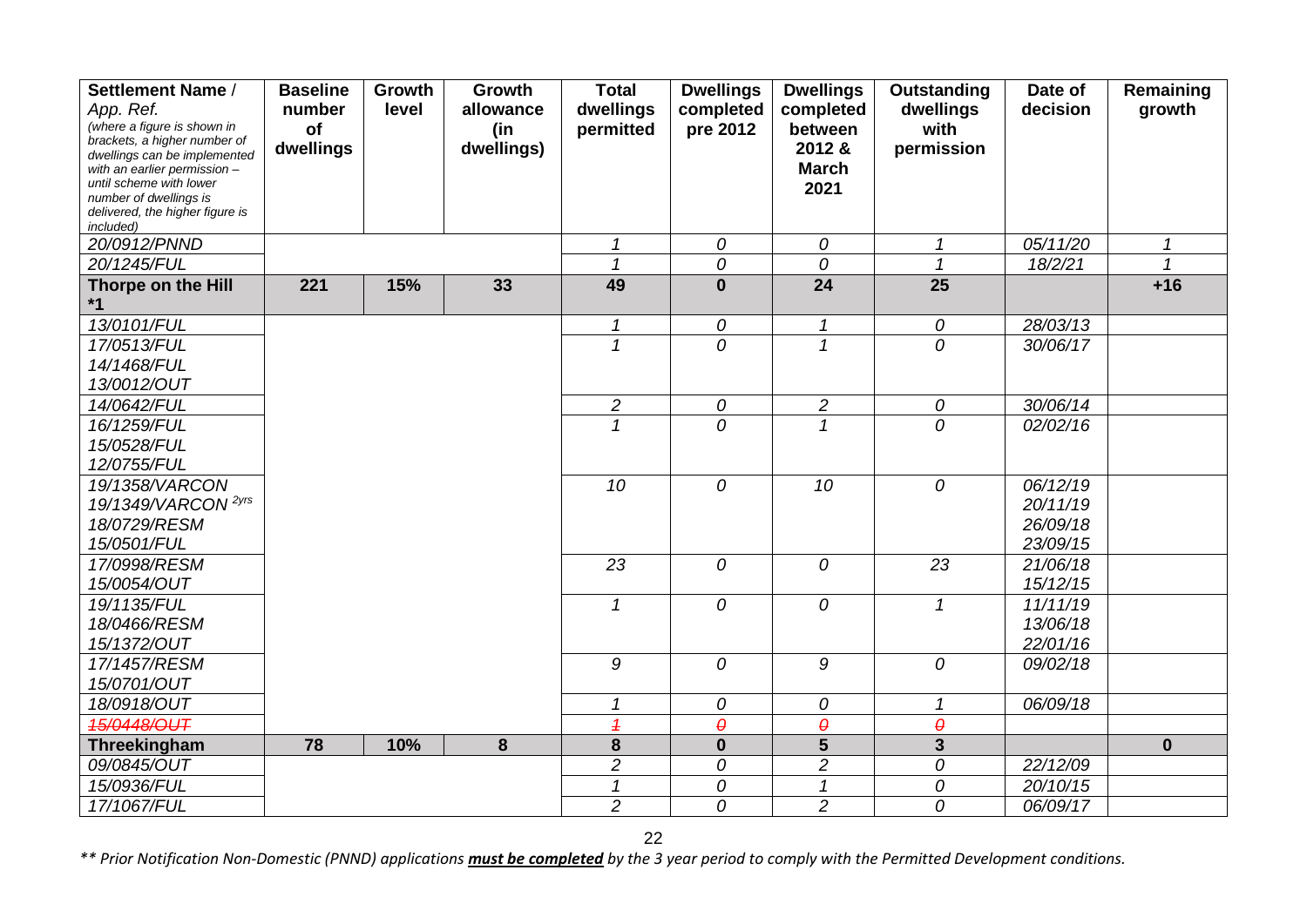| Settlement Name / App. Ref. *(where a figure is shown in brackets, a higher number of dwellings can be implemented with an earlier permission – until scheme with lower number of dwellings is delivered, the higher figure is included)* | Baseline number of dwellings | Growth level | Growth allowance (in dwellings) | Total dwellings permitted | Dwellings completed pre 2012 | Dwellings completed between 2012 & March 2021 | Outstanding dwellings with permission | Date of decision | Remaining growth |
|---|---|---|---|---|---|---|---|---|---|
| *20/0912/PNND* | | | | *1* | *0* | *0* | *1* | *05/11/20* | *1* |
| *20/1245/FUL* | | | | *1* | *0* | *0* | *1* | *18/2/21* | *1* |
| **Thorpe on the Hill *1** | **221** | **15%** | **33** | **49** | **0** | **24** | **25** | | **+16** |
| *13/0101/FUL* | | | | *1* | *0* | *1* | *0* | *28/03/13* | |
| *17/0513/FUL 14/1468/FUL 13/0012/OUT* | | | | *1* | *0* | *1* | *0* | *30/06/17* | |
| *14/0642/FUL* | | | | *2* | *0* | *2* | *0* | *30/06/14* | |
| *16/1259/FUL 15/0528/FUL 12/0755/FUL* | | | | *1* | *0* | *1* | *0* | *02/02/16* | |
| *19/1358/VARCON 19/1349/VARCON 2yrs 18/0729/RESM 15/0501/FUL* | | | | *10* | *0* | *10* | *0* | *06/12/19 20/11/19 26/09/18 23/09/15* | |
| *17/0998/RESM 15/0054/OUT* | | | | *23* | *0* | *0* | *23* | *21/06/18 15/12/15* | |
| *19/1135/FUL 18/0466/RESM 15/1372/OUT* | | | | *1* | *0* | *0* | *1* | *11/11/19 13/06/18 22/01/16* | |
| *17/1457/RESM 15/0701/OUT* | | | | *9* | *0* | *9* | *0* | *09/02/18* | |
| *18/0918/OUT* | | | | *1* | *0* | *0* | *1* | *06/09/18* | |
| ~~*15/0448/OUT*~~ | | | | ~~*1*~~ | ~~*0*~~ | ~~*0*~~ | ~~*0*~~ | | |
| **Threekingham** | **78** | **10%** | **8** | **8** | **0** | **5** | **3** | | **0** |
| *09/0845/OUT* | | | | *2* | *0* | *2* | *0* | *22/12/09* | |
| *15/0936/FUL* | | | | *1* | *0* | *1* | *0* | *20/10/15* | |
| *17/1067/FUL* | | | | *2* | *0* | *2* | *0* | *06/09/17* | |

*** Prior Notification Non-Domestic (PNND) applications **must be completed** by the 3 year period to comply with the Permitted Development conditions.*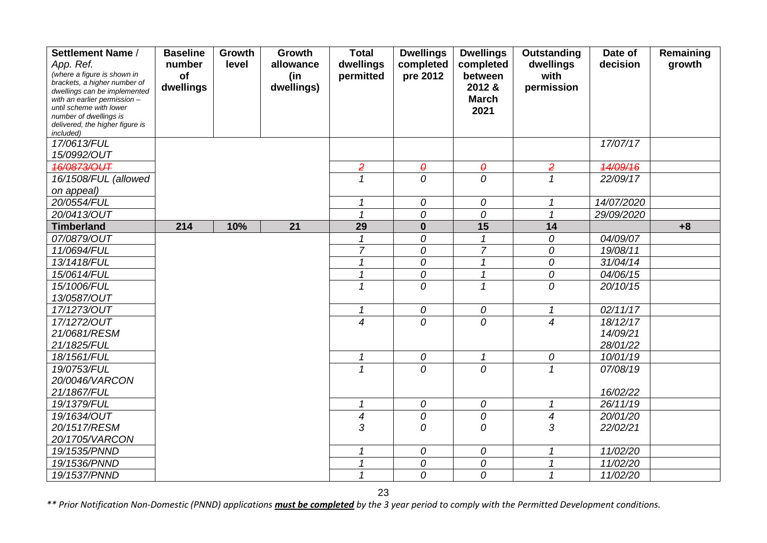| Settlement Name / App. Ref. *(where a figure is shown in brackets, a higher number of dwellings can be implemented with an earlier permission – until scheme with lower number of dwellings is delivered, the higher figure is included)* | Baseline number of dwellings | Growth level | Growth allowance (in dwellings) | Total dwellings permitted | Dwellings completed pre 2012 | Dwellings completed between 2012 & March 2021 | Outstanding dwellings with permission | Date of decision | Remaining growth |
|---|---|---|---|---|---|---|---|---|---|
| *17/0613/FUL* *15/0992/OUT* | | | | | | | | *17/07/17* | |
| ~~*16/0873/OUT*~~ | | | | ~~*2*~~ | ~~*0*~~ | ~~*0*~~ | ~~*2*~~ | ~~*14/09/16*~~ | |
| *16/1508/FUL (allowed on appeal)* | | | | *1* | *0* | *0* | *1* | *22/09/17* | |
| *20/0554/FUL* | | | | *1* | *0* | *0* | *1* | *14/07/2020* | |
| *20/0413/OUT* | | | | *1* | *0* | *0* | *1* | *29/09/2020* | |
| **Timberland** | **214** | **10%** | **21** | **29** | **0** | **15** | **14** | | **+8** |
| *07/0879/OUT* | | | | *1* | *0* | *1* | *0* | *04/09/07* | |
| *11/0694/FUL* | | | | *7* | *0* | *7* | *0* | *19/08/11* | |
| *13/1418/FUL* | | | | *1* | *0* | *1* | *0* | *31/04/14* | |
| *15/0614/FUL* | | | | *1* | *0* | *1* | *0* | *04/06/15* | |
| *15/1006/FUL* *13/0587/OUT* | | | | *1* | *0* | *1* | *0* | *20/10/15* | |
| *17/1273/OUT* | | | | *1* | *0* | *0* | *1* | *02/11/17* | |
| *17/1272/OUT* *21/0681/RESM* *21/1825/FUL* | | | | *4* | *0* | *0* | *4* | *18/12/17* *14/09/21* *28/01/22* | |
| *18/1561/FUL* | | | | *1* | *0* | *1* | *0* | *10/01/19* | |
| *19/0753/FUL* *20/0046/VARCON* *21/1867/FUL* | | | | *1* | *0* | *0* | *1* | *07/08/19* *16/02/22* | |
| *19/1379/FUL* | | | | *1* | *0* | *0* | *1* | *26/11/19* | |
| *19/1634/OUT* *20/1517/RESM* *20/1705/VARCON* | | | | *4* *3* | *0* *0* | *0* *0* | *4* *3* | *20/01/20* *22/02/21* | |
| *19/1535/PNND* | | | | *1* | *0* | *0* | *1* | *11/02/20* | |
| *19/1536/PNND* | | | | *1* | *0* | *0* | *1* | *11/02/20* | |
| *19/1537/PNND* | | | | *1* | *0* | *0* | *1* | *11/02/20* | |

*** Prior Notification Non-Domestic (PNND) applications **must be completed** by the 3 year period to comply with the Permitted Development conditions.*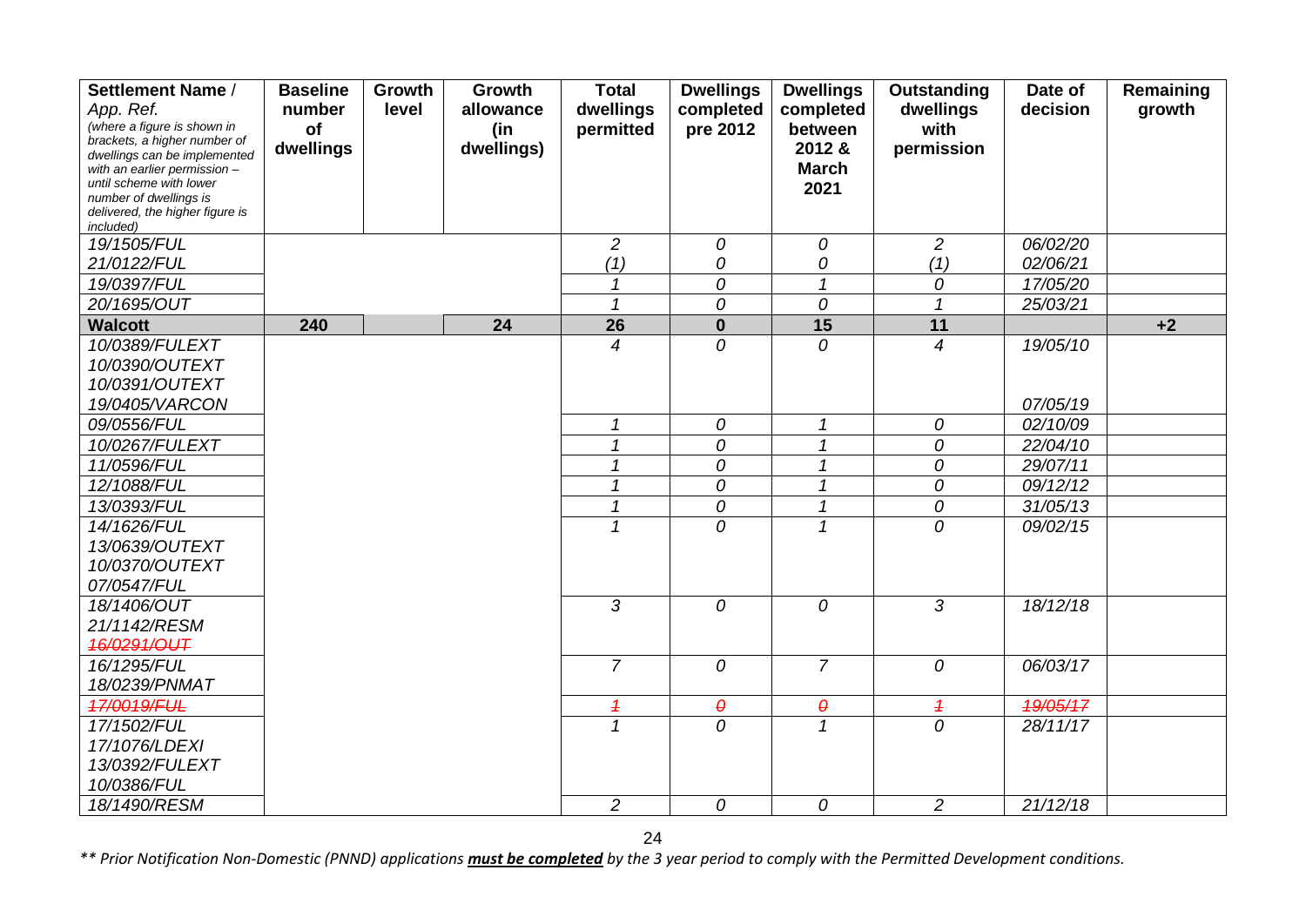| Settlement Name / App. Ref. *(where a figure is shown in brackets, a higher number of dwellings can be implemented with an earlier permission – until scheme with lower number of dwellings is delivered, the higher figure is included)* | Baseline number of dwellings | Growth level | Growth allowance (in dwellings) | Total dwellings permitted | Dwellings completed pre 2012 | Dwellings completed between 2012 & March 2021 | Outstanding dwellings with permission | Date of decision | Remaining growth |
|---|---|---|---|---|---|---|---|---|---|
| *19/1505/FUL* | | | | *2* | *0* | *0* | *2* | *06/02/20* | |
| *21/0122/FUL* | | | | *(1)* | *0* | *0* | *(1)* | *02/06/21* | |
| *19/0397/FUL* | | | | *1* | *0* | *1* | *0* | *17/05/20* | |
| *20/1695/OUT* | | | | *1* | *0* | *0* | *1* | *25/03/21* | |
| **Walcott** | **240** | | **24** | **26** | **0** | **15** | **11** | | **+2** |
| *10/0389/FULEXT* *10/0390/OUTEXT* *10/0391/OUTEXT* *19/0405/VARCON* | | | | *4* | *0* | *0* | *4* | *19/05/10* *07/05/19* | |
| *09/0556/FUL* | | | | *1* | *0* | *1* | *0* | *02/10/09* | |
| *10/0267/FULEXT* | | | | *1* | *0* | *1* | *0* | *22/04/10* | |
| *11/0596/FUL* | | | | *1* | *0* | *1* | *0* | *29/07/11* | |
| *12/1088/FUL* | | | | *1* | *0* | *1* | *0* | *09/12/12* | |
| *13/0393/FUL* | | | | *1* | *0* | *1* | *0* | *31/05/13* | |
| *14/1626/FUL* *13/0639/OUTEXT* *10/0370/OUTEXT* *07/0547/FUL* | | | | *1* | *0* | *1* | *0* | *09/02/15* | |
| *18/1406/OUT* *21/1142/RESM* ~~*16/0291/OUT*~~ | | | | *3* | *0* | *0* | *3* | *18/12/18* | |
| *16/1295/FUL* *18/0239/PNMAT* | | | | *7* | *0* | *7* | *0* | *06/03/17* | |
| ~~*17/0019/FUL*~~ | | | | ~~*1*~~ | ~~*0*~~ | ~~*0*~~ | ~~*1*~~ | ~~*19/05/17*~~ | |
| *17/1502/FUL* *17/1076/LDEXI* *13/0392/FULEXT* *10/0386/FUL* | | | | *1* | *0* | *1* | *0* | *28/11/17* | |
| *18/1490/RESM* | | | | *2* | *0* | *0* | *2* | *21/12/18* | |

*** Prior Notification Non-Domestic (PNND) applications **must be completed** by the 3 year period to comply with the Permitted Development conditions.*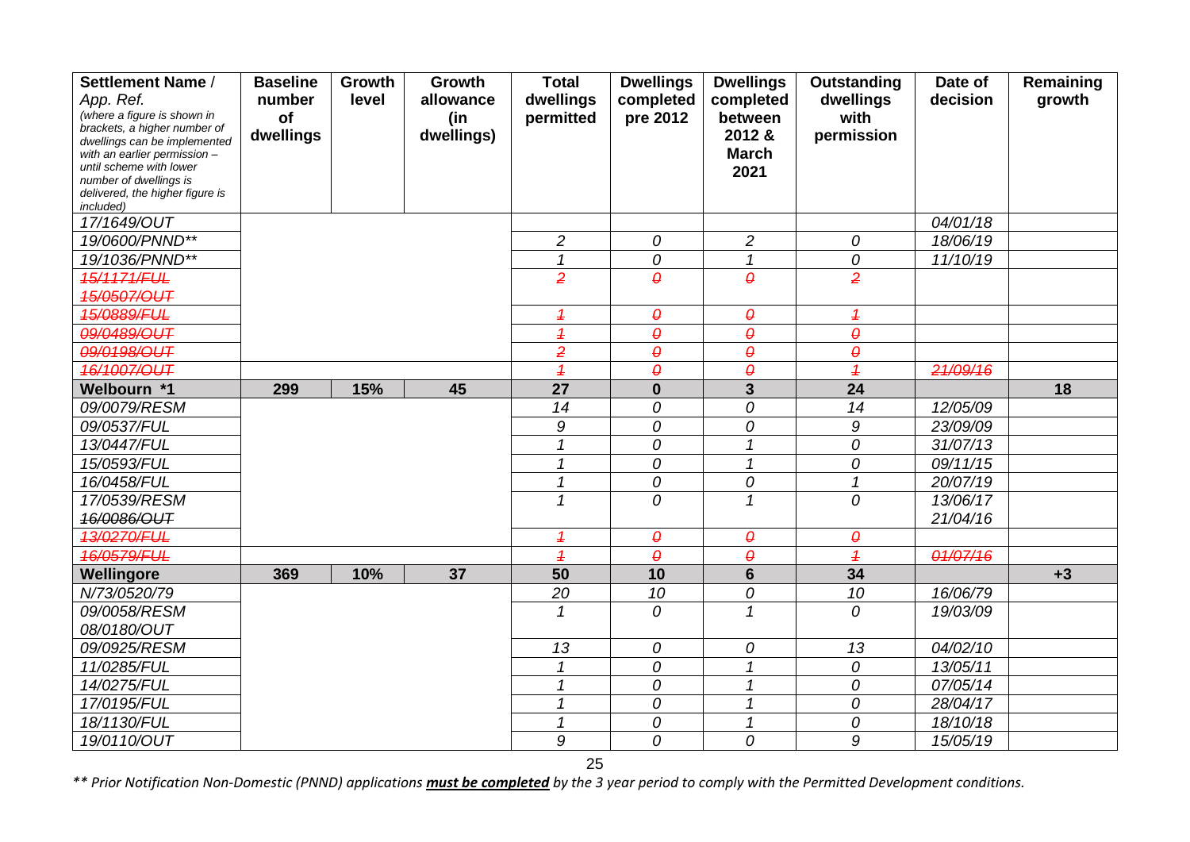| Settlement Name / App. Ref. *(where a figure is shown in brackets, a higher number of dwellings can be implemented with an earlier permission – until scheme with lower number of dwellings is delivered, the higher figure is included)* | Baseline number of dwellings | Growth level | Growth allowance (in dwellings) | Total dwellings permitted | Dwellings completed pre 2012 | Dwellings completed between 2012 & March 2021 | Outstanding dwellings with permission | Date of decision | Remaining growth |
|---|---|---|---|---|---|---|---|---|---|
| *17/1649/OUT* | | | | | | | | *04/01/18* | |
| *19/0600/PNND*** | | | | *2* | *0* | *2* | *0* | *18/06/19* | |
| *19/1036/PNND*** | | | | *1* | *0* | *1* | *0* | *11/10/19* | |
| ~~*15/1171/FUL*~~ ~~*15/0507/OUT*~~ | | | | ~~*2*~~ | ~~*0*~~ | ~~*0*~~ | ~~*2*~~ | | |
| ~~*15/0889/FUL*~~ | | | | ~~*1*~~ | ~~*0*~~ | ~~*0*~~ | ~~*1*~~ | | |
| ~~*09/0489/OUT*~~ | | | | ~~*1*~~ | ~~*0*~~ | ~~*0*~~ | ~~*0*~~ | | |
| ~~*09/0198/OUT*~~ | | | | ~~*2*~~ | ~~*0*~~ | ~~*0*~~ | ~~*0*~~ | | |
| ~~*16/1007/OUT*~~ | | | | ~~*1*~~ | ~~*0*~~ | ~~*0*~~ | ~~*1*~~ | ~~*21/09/16*~~ | |
| **Welbourn *1** | **299** | **15%** | **45** | **27** | **0** | **3** | **24** | | **18** |
| *09/0079/RESM* | | | | *14* | *0* | *0* | *14* | *12/05/09* | |
| *09/0537/FUL* | | | | *9* | *0* | *0* | *9* | *23/09/09* | |
| *13/0447/FUL* | | | | *1* | *0* | *1* | *0* | *31/07/13* | |
| *15/0593/FUL* | | | | *1* | *0* | *1* | *0* | *09/11/15* | |
| *16/0458/FUL* | | | | *1* | *0* | *0* | *1* | *20/07/19* | |
| *17/0539/RESM* ~~*16/0086/OUT*~~ | | | | *1* | *0* | *1* | *0* | *13/06/17* *21/04/16* | |
| ~~*13/0270/FUL*~~ | | | | ~~*1*~~ | ~~*0*~~ | ~~*0*~~ | ~~*0*~~ | | |
| ~~*16/0579/FUL*~~ | | | | ~~*1*~~ | ~~*0*~~ | ~~*0*~~ | ~~*1*~~ | ~~*01/07/16*~~ | |
| **Wellingore** | **369** | **10%** | **37** | **50** | **10** | **6** | **34** | | **+3** |
| *N/73/0520/79* | | | | *20* | *10* | *0* | *10* | *16/06/79* | |
| *09/0058/RESM* *08/0180/OUT* | | | | *1* | *0* | *1* | *0* | *19/03/09* | |
| *09/0925/RESM* | | | | *13* | *0* | *0* | *13* | *04/02/10* | |
| *11/0285/FUL* | | | | *1* | *0* | *1* | *0* | *13/05/11* | |
| *14/0275/FUL* | | | | *1* | *0* | *1* | *0* | *07/05/14* | |
| *17/0195/FUL* | | | | *1* | *0* | *1* | *0* | *28/04/17* | |
| *18/1130/FUL* | | | | *1* | *0* | *1* | *0* | *18/10/18* | |
| *19/0110/OUT* | | | | *9* | *0* | *0* | *9* | *15/05/19* | |

*** Prior Notification Non-Domestic (PNND) applications **must be completed** by the 3 year period to comply with the Permitted Development conditions.*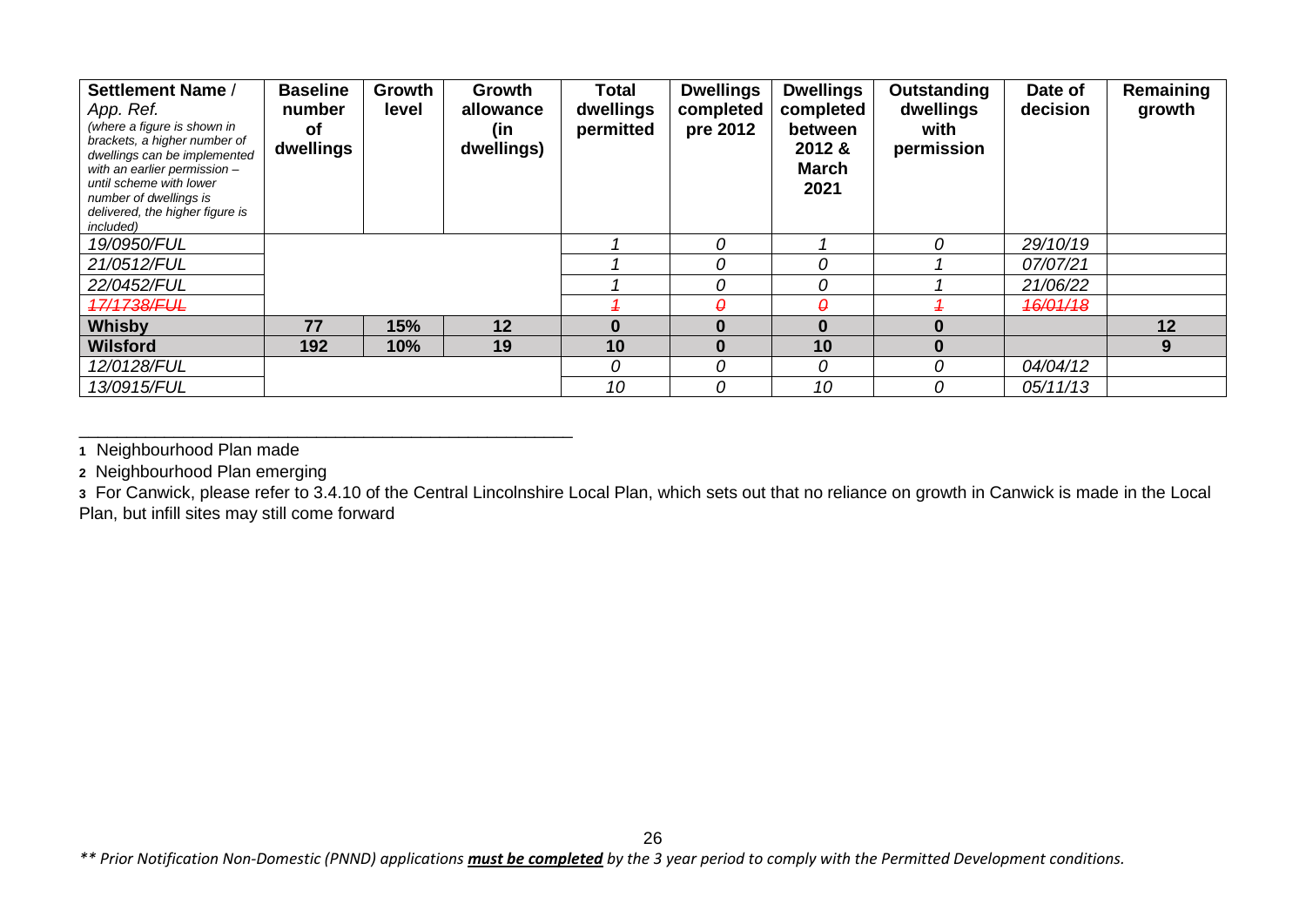| Settlement Name / App. Ref. *(where a figure is shown in brackets, a higher number of dwellings can be implemented with an earlier permission – until scheme with lower number of dwellings is delivered, the higher figure is included)* | Baseline number of dwellings | Growth level | Growth allowance (in dwellings) | Total dwellings permitted | Dwellings completed pre 2012 | Dwellings completed between 2012 & March 2021 | Outstanding dwellings with permission | Date of decision | Remaining growth |
|---|---|---|---|---|---|---|---|---|---|
| *19/0950/FUL* | | | | *1* | *0* | *1* | *0* | *29/10/19* | |
| *21/0512/FUL* | | | | *1* | *0* | *0* | *1* | *07/07/21* | |
| *22/0452/FUL* | | | | *1* | *0* | *0* | *1* | *21/06/22* | |
| ~~*17/1738/FUL*~~ | | | | ~~*1*~~ | ~~*0*~~ | ~~*0*~~ | ~~*1*~~ | ~~*16/01/18*~~ | |
| **Whisby** | **77** | **15%** | **12** | **0** | **0** | **0** | **0** | | **12** |
| **Wilsford** | **192** | **10%** | **19** | **10** | **0** | **10** | **0** | | **9** |
| *12/0128/FUL* | | | | *0* | *0* | *0* | *0* | *04/04/12* | |
| *13/0915/FUL* | | | | *10* | *0* | *10* | *0* | *05/11/13* | |

---

[1] Neighbourhood Plan made

[2] Neighbourhood Plan emerging

[3] For Canwick, please refer to 3.4.10 of the Central Lincolnshire Local Plan, which sets out that no reliance on growth in Canwick is made in the Local Plan, but infill sites may still come forward

*** Prior Notification Non-Domestic (PNND) applications **must be completed** by the 3 year period to comply with the Permitted Development conditions.*